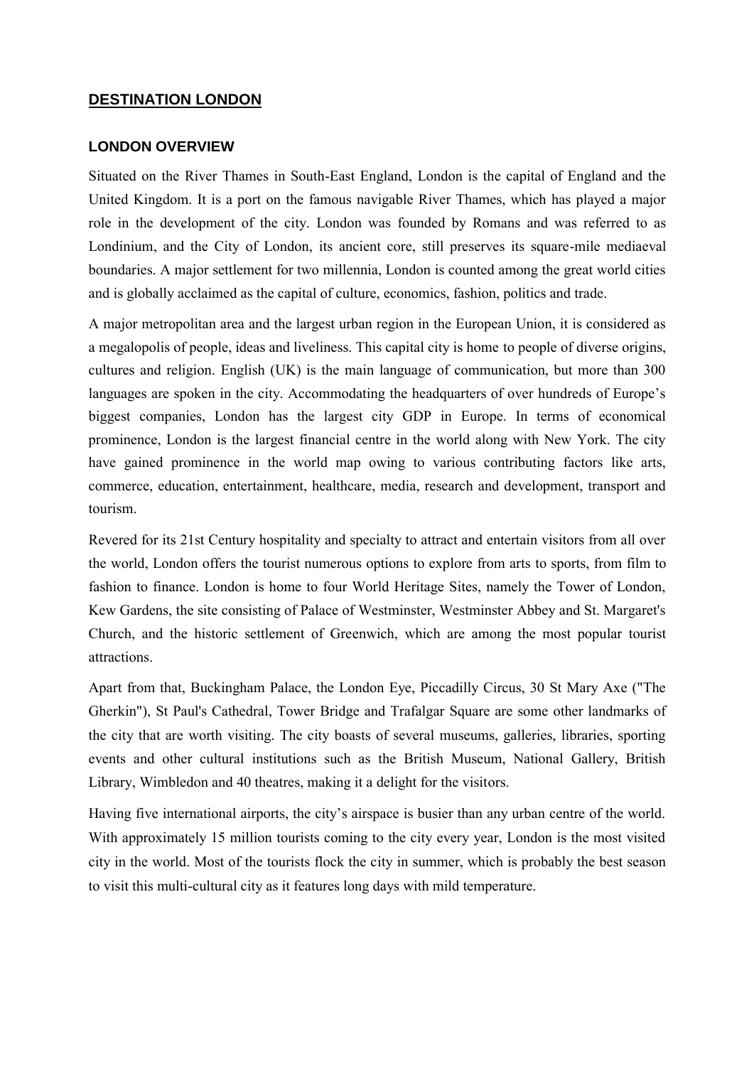# DESTINATION LONDON

## LONDON OVERVIEW

Situated on the River Thames in South-East England, London is the capital of England and the United Kingdom. It is a port on the famous navigable River Thames, which has played a major role in the development of the city. London was founded by Romans and was referred to as Londinium, and the City of London, its ancient core, still preserves its square-mile mediaeval boundaries. A major settlement for two millennia, London is counted among the great world cities and is globally acclaimed as the capital of culture, economics, fashion, politics and trade.

A major metropolitan area and the largest urban region in the European Union, it is considered as a megalopolis of people, ideas and liveliness. This capital city is home to people of diverse origins, cultures and religion. English (UK) is the main language of communication, but more than 300 languages are spoken in the city. Accommodating the headquarters of over hundreds of Europe's biggest companies, London has the largest city GDP in Europe. In terms of economical prominence, London is the largest financial centre in the world along with New York. The city have gained prominence in the world map owing to various contributing factors like arts, commerce, education, entertainment, healthcare, media, research and development, transport and tourism.

Revered for its 21st Century hospitality and specialty to attract and entertain visitors from all over the world, London offers the tourist numerous options to explore from arts to sports, from film to fashion to finance. London is home to four World Heritage Sites, namely the Tower of London, Kew Gardens, the site consisting of Palace of Westminster, Westminster Abbey and St. Margaret's Church, and the historic settlement of Greenwich, which are among the most popular tourist attractions.

Apart from that, Buckingham Palace, the London Eye, Piccadilly Circus, 30 St Mary Axe ("The Gherkin"), St Paul's Cathedral, Tower Bridge and Trafalgar Square are some other landmarks of the city that are worth visiting. The city boasts of several museums, galleries, libraries, sporting events and other cultural institutions such as the British Museum, National Gallery, British Library, Wimbledon and 40 theatres, making it a delight for the visitors.

Having five international airports, the city's airspace is busier than any urban centre of the world. With approximately 15 million tourists coming to the city every year, London is the most visited city in the world. Most of the tourists flock the city in summer, which is probably the best season to visit this multi-cultural city as it features long days with mild temperature.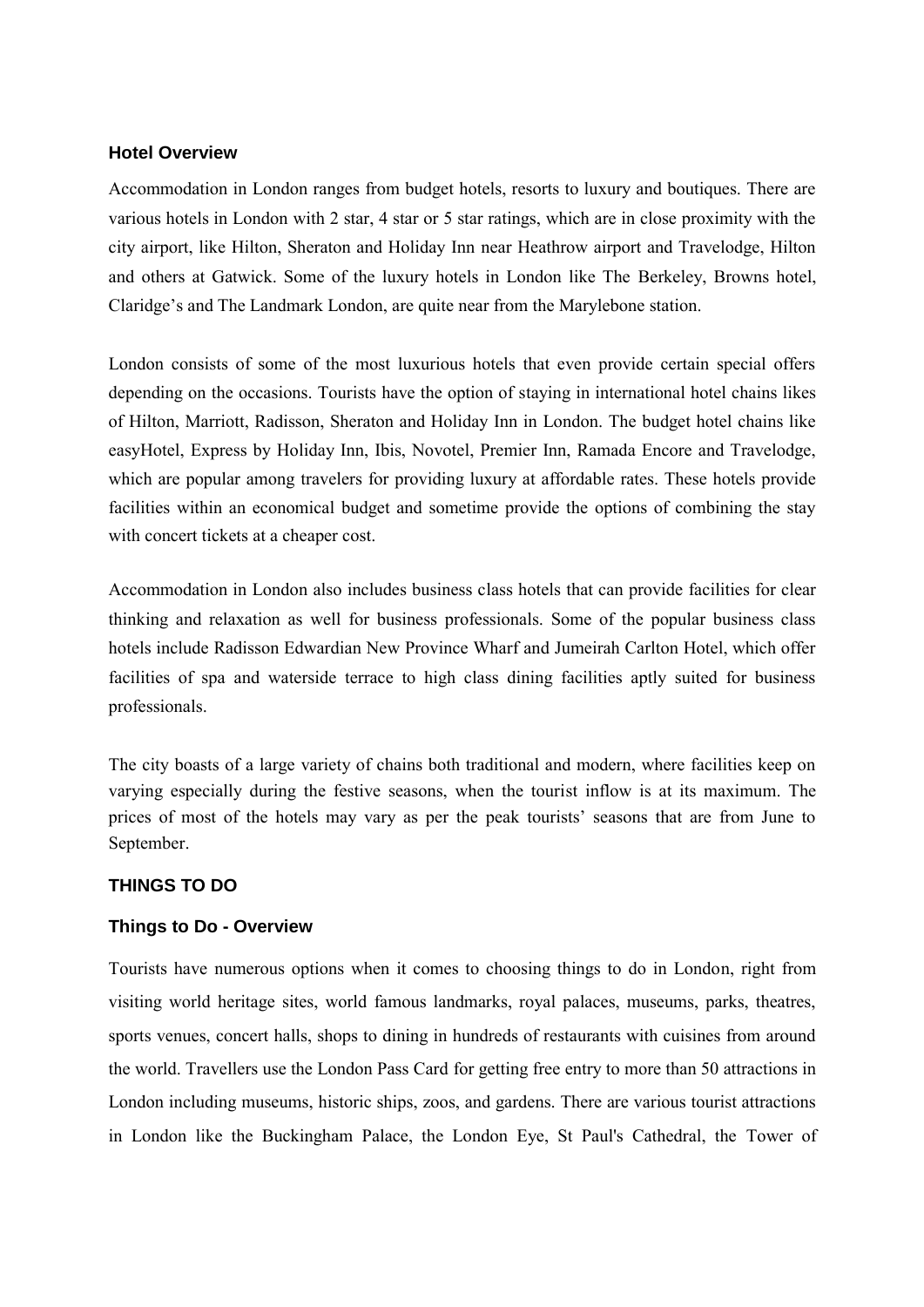## Hotel Overview

Accommodation in London ranges from budget hotels, resorts to luxury and boutiques. There are various hotels in London with 2 star, 4 star or 5 star ratings, which are in close proximity with the city airport, like Hilton, Sheraton and Holiday Inn near Heathrow airport and Travelodge, Hilton and others at Gatwick. Some of the luxury hotels in London like The Berkeley, Browns hotel, Claridge's and The Landmark London, are quite near from the Marylebone station.

London consists of some of the most luxurious hotels that even provide certain special offers depending on the occasions. Tourists have the option of staying in international hotel chains likes of Hilton, Marriott, Radisson, Sheraton and Holiday Inn in London. The budget hotel chains like easyHotel, Express by Holiday Inn, Ibis, Novotel, Premier Inn, Ramada Encore and Travelodge, which are popular among travelers for providing luxury at affordable rates. These hotels provide facilities within an economical budget and sometime provide the options of combining the stay with concert tickets at a cheaper cost.

Accommodation in London also includes business class hotels that can provide facilities for clear thinking and relaxation as well for business professionals. Some of the popular business class hotels include Radisson Edwardian New Province Wharf and Jumeirah Carlton Hotel, which offer facilities of spa and waterside terrace to high class dining facilities aptly suited for business professionals.

The city boasts of a large variety of chains both traditional and modern, where facilities keep on varying especially during the festive seasons, when the tourist inflow is at its maximum. The prices of most of the hotels may vary as per the peak tourists' seasons that are from June to September.

# THINGS TO DO

## Things to Do - Overview

Tourists have numerous options when it comes to choosing things to do in London, right from visiting world heritage sites, world famous landmarks, royal palaces, museums, parks, theatres, sports venues, concert halls, shops to dining in hundreds of restaurants with cuisines from around the world. Travellers use the London Pass Card for getting free entry to more than 50 attractions in London including museums, historic ships, zoos, and gardens. There are various tourist attractions in London like the Buckingham Palace, the London Eye, St Paul's Cathedral, the Tower of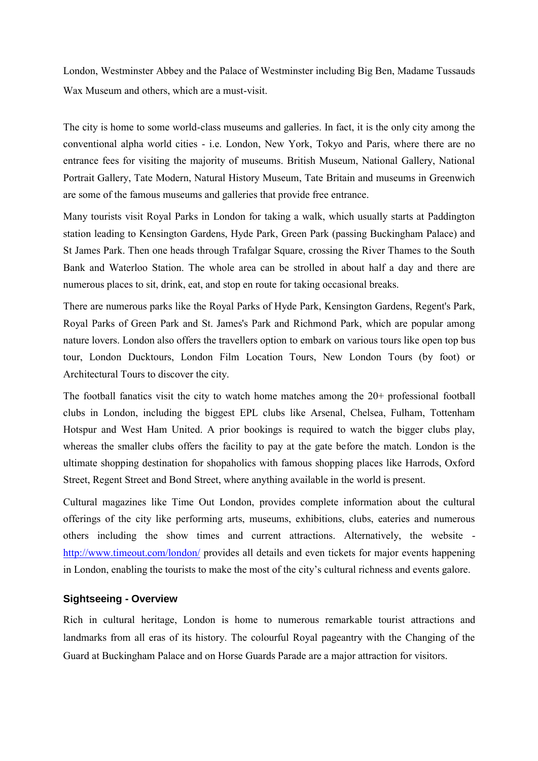London, Westminster Abbey and the Palace of Westminster including Big Ben, Madame Tussauds Wax Museum and others, which are a must-visit.

The city is home to some world-class museums and galleries. In fact, it is the only city among the conventional alpha world cities - i.e. London, New York, Tokyo and Paris, where there are no entrance fees for visiting the majority of museums. British Museum, National Gallery, National Portrait Gallery, Tate Modern, Natural History Museum, Tate Britain and museums in Greenwich are some of the famous museums and galleries that provide free entrance.

Many tourists visit Royal Parks in London for taking a walk, which usually starts at Paddington station leading to Kensington Gardens, Hyde Park, Green Park (passing Buckingham Palace) and St James Park. Then one heads through Trafalgar Square, crossing the River Thames to the South Bank and Waterloo Station. The whole area can be strolled in about half a day and there are numerous places to sit, drink, eat, and stop en route for taking occasional breaks.

There are numerous parks like the Royal Parks of Hyde Park, Kensington Gardens, Regent's Park, Royal Parks of Green Park and St. James's Park and Richmond Park, which are popular among nature lovers. London also offers the travellers option to embark on various tours like open top bus tour, London Ducktours, London Film Location Tours, New London Tours (by foot) or Architectural Tours to discover the city.

The football fanatics visit the city to watch home matches among the 20+ professional football clubs in London, including the biggest EPL clubs like Arsenal, Chelsea, Fulham, Tottenham Hotspur and West Ham United. A prior bookings is required to watch the bigger clubs play, whereas the smaller clubs offers the facility to pay at the gate before the match. London is the ultimate shopping destination for shopaholics with famous shopping places like Harrods, Oxford Street, Regent Street and Bond Street, where anything available in the world is present.

Cultural magazines like Time Out London, provides complete information about the cultural offerings of the city like performing arts, museums, exhibitions, clubs, eateries and numerous others including the show times and current attractions. Alternatively, the website - [http://www.timeout.com/london/](http://www.timeout.com/london/) provides all details and even tickets for major events happening in London, enabling the tourists to make the most of the city's cultural richness and events galore.

### Sightseeing - Overview

Rich in cultural heritage, London is home to numerous remarkable tourist attractions and landmarks from all eras of its history. The colourful Royal pageantry with the Changing of the Guard at Buckingham Palace and on Horse Guards Parade are a major attraction for visitors.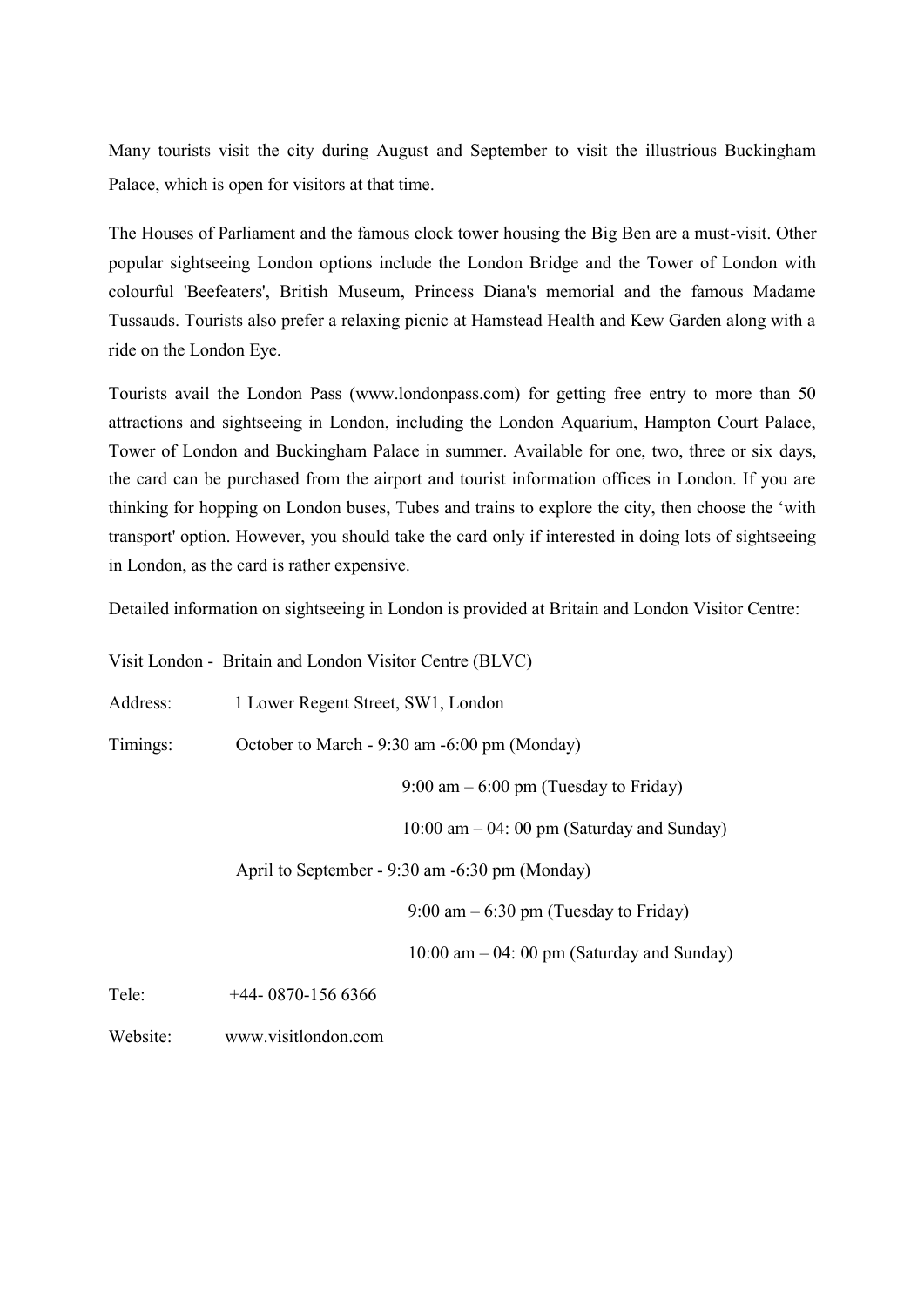Many tourists visit the city during August and September to visit the illustrious Buckingham Palace, which is open for visitors at that time.

The Houses of Parliament and the famous clock tower housing the Big Ben are a must-visit. Other popular sightseeing London options include the London Bridge and the Tower of London with colourful 'Beefeaters', British Museum, Princess Diana's memorial and the famous Madame Tussauds. Tourists also prefer a relaxing picnic at Hamstead Health and Kew Garden along with a ride on the London Eye.

Tourists avail the London Pass (www.londonpass.com) for getting free entry to more than 50 attractions and sightseeing in London, including the London Aquarium, Hampton Court Palace, Tower of London and Buckingham Palace in summer. Available for one, two, three or six days, the card can be purchased from the airport and tourist information offices in London. If you are thinking for hopping on London buses, Tubes and trains to explore the city, then choose the 'with transport' option. However, you should take the card only if interested in doing lots of sightseeing in London, as the card is rather expensive.

Detailed information on sightseeing in London is provided at Britain and London Visitor Centre:

Visit London - Britain and London Visitor Centre (BLVC)

Address: 1 Lower Regent Street, SW1, London

Timings: October to March - 9:30 am -6:00 pm (Monday)

9:00 am – 6:00 pm (Tuesday to Friday)

10:00 am – 04: 00 pm (Saturday and Sunday)

April to September - 9:30 am -6:30 pm (Monday)

9:00 am – 6:30 pm (Tuesday to Friday)

10:00 am – 04: 00 pm (Saturday and Sunday)

Tele: +44- 0870-156 6366

Website: www.visitlondon.com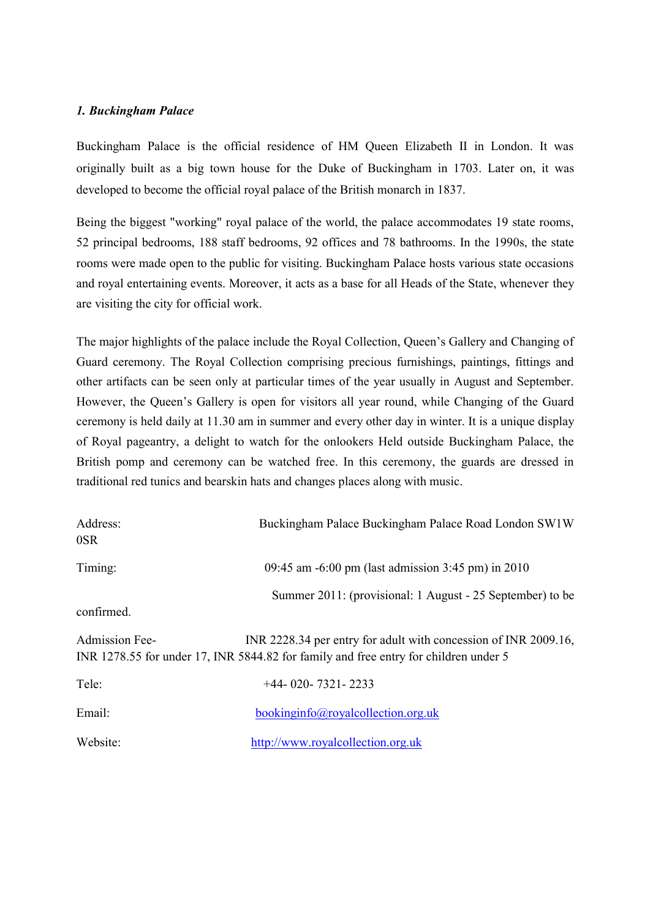***1. Buckingham Palace***

Buckingham Palace is the official residence of HM Queen Elizabeth II in London. It was originally built as a big town house for the Duke of Buckingham in 1703. Later on, it was developed to become the official royal palace of the British monarch in 1837.

Being the biggest "working" royal palace of the world, the palace accommodates 19 state rooms, 52 principal bedrooms, 188 staff bedrooms, 92 offices and 78 bathrooms. In the 1990s, the state rooms were made open to the public for visiting. Buckingham Palace hosts various state occasions and royal entertaining events. Moreover, it acts as a base for all Heads of the State, whenever they are visiting the city for official work.

The major highlights of the palace include the Royal Collection, Queen's Gallery and Changing of Guard ceremony. The Royal Collection comprising precious furnishings, paintings, fittings and other artifacts can be seen only at particular times of the year usually in August and September. However, the Queen's Gallery is open for visitors all year round, while Changing of the Guard ceremony is held daily at 11.30 am in summer and every other day in winter. It is a unique display of Royal pageantry, a delight to watch for the onlookers Held outside Buckingham Palace, the British pomp and ceremony can be watched free. In this ceremony, the guards are dressed in traditional red tunics and bearskin hats and changes places along with music.

Address: Buckingham Palace Buckingham Palace Road London SW1W 0SR

Timing: 09:45 am -6:00 pm (last admission 3:45 pm) in 2010

Summer 2011: (provisional: 1 August - 25 September) to be confirmed.

Admission Fee- INR 2228.34 per entry for adult with concession of INR 2009.16, INR 1278.55 for under 17, INR 5844.82 for family and free entry for children under 5

Tele: +44- 020- 7321- 2233

Email: bookinginfo@royalcollection.org.uk

Website: http://www.royalcollection.org.uk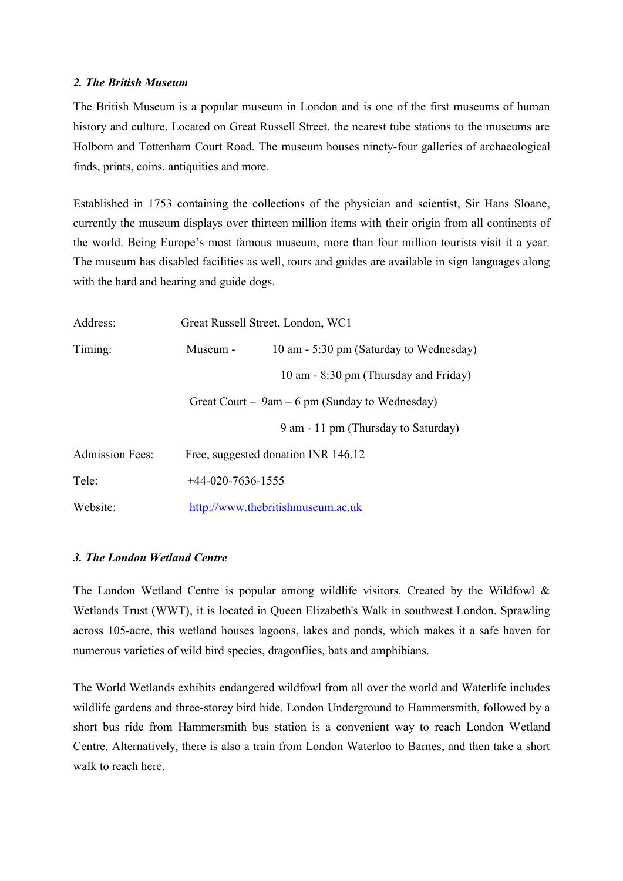### *2. The British Museum*

The British Museum is a popular museum in London and is one of the first museums of human history and culture. Located on Great Russell Street, the nearest tube stations to the museums are Holborn and Tottenham Court Road. The museum houses ninety-four galleries of archaeological finds, prints, coins, antiquities and more.

Established in 1753 containing the collections of the physician and scientist, Sir Hans Sloane, currently the museum displays over thirteen million items with their origin from all continents of the world. Being Europe's most famous museum, more than four million tourists visit it a year. The museum has disabled facilities as well, tours and guides are available in sign languages along with the hard and hearing and guide dogs.

| | | |
|---|---|---|
| Address: | Great Russell Street, London, WC1 | |
| Timing: | Museum - | 10 am - 5:30 pm (Saturday to Wednesday) |
| | | 10 am - 8:30 pm (Thursday and Friday) |
| | Great Court – | 9am – 6 pm (Sunday to Wednesday) |
| | | 9 am - 11 pm (Thursday to Saturday) |
| Admission Fees: | Free, suggested donation INR 146.12 | |
| Tele: | +44-020-7636-1555 | |
| Website: | http://www.thebritishmuseum.ac.uk | |

### *3. The London Wetland Centre*

The London Wetland Centre is popular among wildlife visitors. Created by the Wildfowl & Wetlands Trust (WWT), it is located in Queen Elizabeth's Walk in southwest London. Sprawling across 105-acre, this wetland houses lagoons, lakes and ponds, which makes it a safe haven for numerous varieties of wild bird species, dragonflies, bats and amphibians.

The World Wetlands exhibits endangered wildfowl from all over the world and Waterlife includes wildlife gardens and three-storey bird hide. London Underground to Hammersmith, followed by a short bus ride from Hammersmith bus station is a convenient way to reach London Wetland Centre. Alternatively, there is also a train from London Waterloo to Barnes, and then take a short walk to reach here.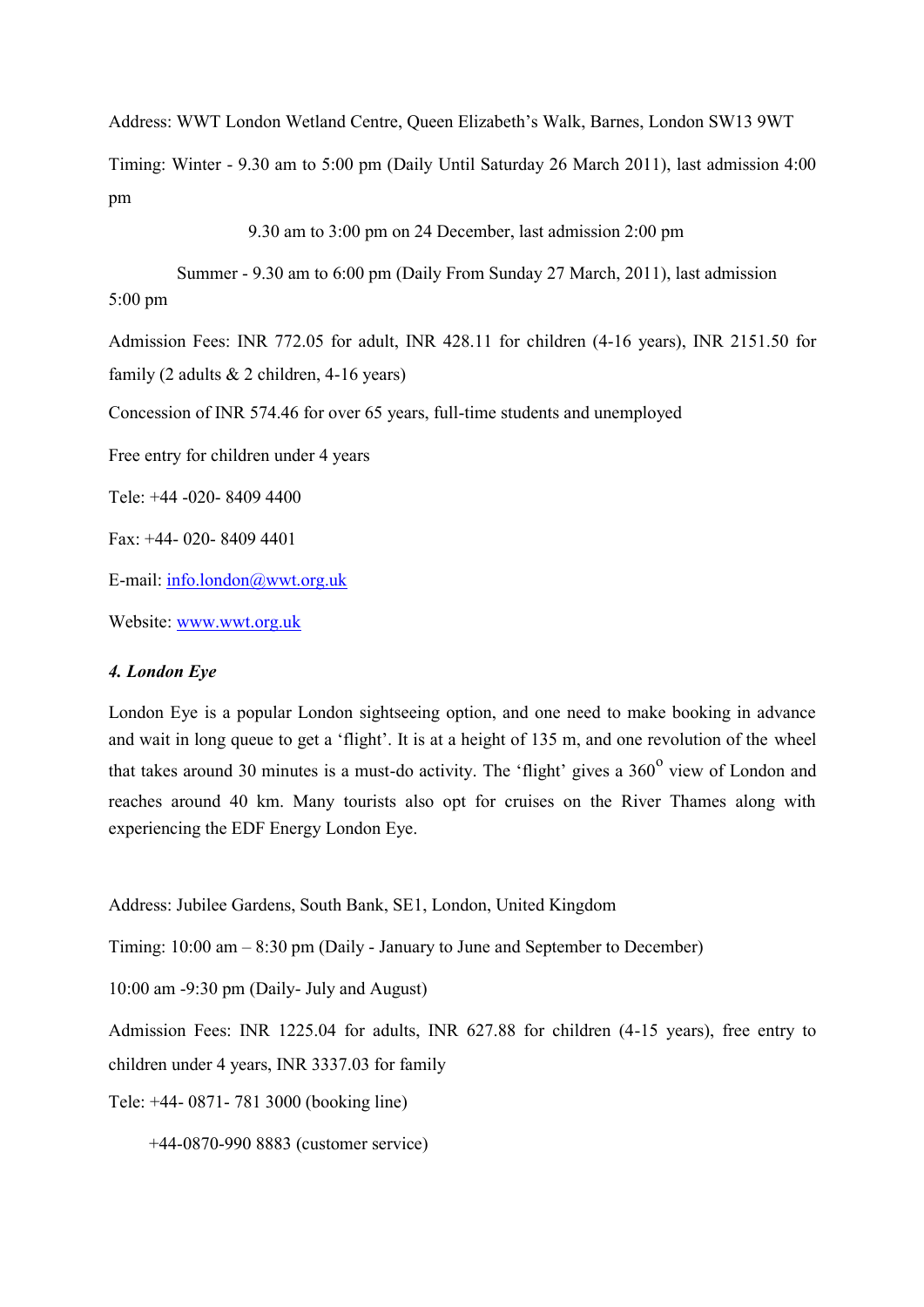Address: WWT London Wetland Centre, Queen Elizabeth's Walk, Barnes, London SW13 9WT

Timing: Winter - 9.30 am to 5:00 pm (Daily Until Saturday 26 March 2011), last admission 4:00 pm

9.30 am to 3:00 pm on 24 December, last admission 2:00 pm

Summer - 9.30 am to 6:00 pm (Daily From Sunday 27 March, 2011), last admission 5:00 pm

Admission Fees: INR 772.05 for adult, INR 428.11 for children (4-16 years), INR 2151.50 for family (2 adults & 2 children, 4-16 years)

Concession of INR 574.46 for over 65 years, full-time students and unemployed

Free entry for children under 4 years

Tele: +44 -020- 8409 4400

Fax: +44- 020- 8409 4401

E-mail: info.london@wwt.org.uk

Website: www.wwt.org.uk

### *4. London Eye*

London Eye is a popular London sightseeing option, and one need to make booking in advance and wait in long queue to get a 'flight'. It is at a height of 135 m, and one revolution of the wheel that takes around 30 minutes is a must-do activity. The 'flight' gives a 360$^{o}$ view of London and reaches around 40 km. Many tourists also opt for cruises on the River Thames along with experiencing the EDF Energy London Eye.

Address: Jubilee Gardens, South Bank, SE1, London, United Kingdom

Timing: 10:00 am – 8:30 pm (Daily - January to June and September to December)

10:00 am -9:30 pm (Daily- July and August)

Admission Fees: INR 1225.04 for adults, INR 627.88 for children (4-15 years), free entry to children under 4 years, INR 3337.03 for family

Tele: +44- 0871- 781 3000 (booking line)

+44-0870-990 8883 (customer service)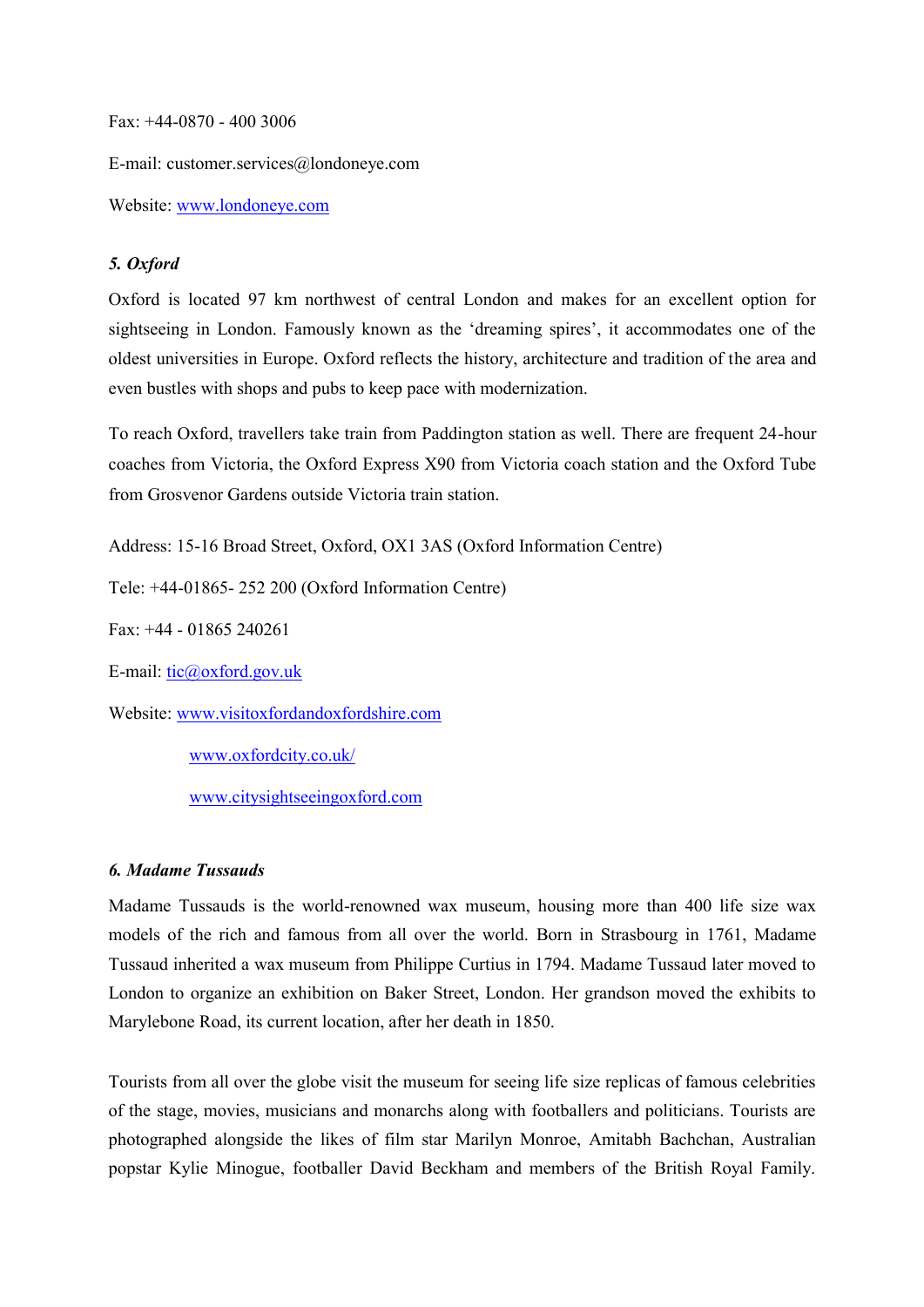Fax: +44-0870 - 400 3006

E-mail: customer.services@londoneye.com

Website: [www.londoneye.com](www.londoneye.com)

### *5. Oxford*

Oxford is located 97 km northwest of central London and makes for an excellent option for sightseeing in London. Famously known as the 'dreaming spires', it accommodates one of the oldest universities in Europe. Oxford reflects the history, architecture and tradition of the area and even bustles with shops and pubs to keep pace with modernization.

To reach Oxford, travellers take train from Paddington station as well. There are frequent 24-hour coaches from Victoria, the Oxford Express X90 from Victoria coach station and the Oxford Tube from Grosvenor Gardens outside Victoria train station.

Address: 15-16 Broad Street, Oxford, OX1 3AS (Oxford Information Centre)

Tele: +44-01865- 252 200 (Oxford Information Centre)

Fax: +44 - 01865 240261

E-mail: [tic@oxford.gov.uk](mailto:tic@oxford.gov.uk)

Website: [www.visitoxfordandoxfordshire.com](www.visitoxfordandoxfordshire.com)

[www.oxfordcity.co.uk/](www.oxfordcity.co.uk/)

[www.citysightseeingoxford.com](www.citysightseeingoxford.com)

### *6. Madame Tussauds*

Madame Tussauds is the world-renowned wax museum, housing more than 400 life size wax models of the rich and famous from all over the world. Born in Strasbourg in 1761, Madame Tussaud inherited a wax museum from Philippe Curtius in 1794. Madame Tussaud later moved to London to organize an exhibition on Baker Street, London. Her grandson moved the exhibits to Marylebone Road, its current location, after her death in 1850.

Tourists from all over the globe visit the museum for seeing life size replicas of famous celebrities of the stage, movies, musicians and monarchs along with footballers and politicians. Tourists are photographed alongside the likes of film star Marilyn Monroe, Amitabh Bachchan, Australian popstar Kylie Minogue, footballer David Beckham and members of the British Royal Family.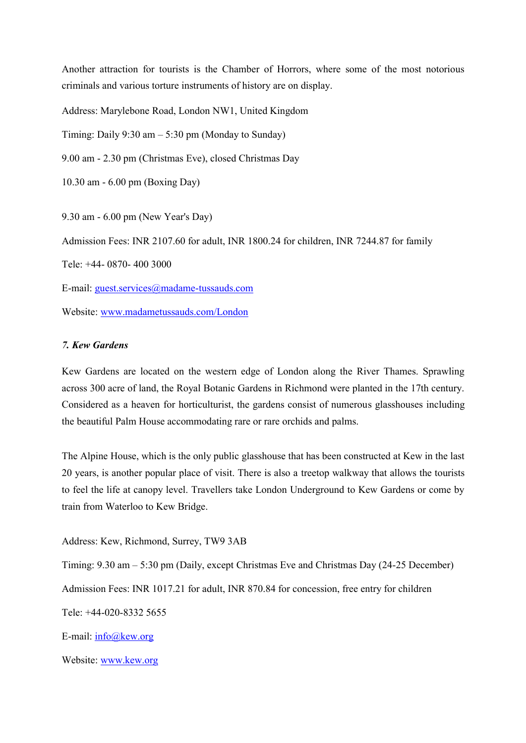Another attraction for tourists is the Chamber of Horrors, where some of the most notorious criminals and various torture instruments of history are on display.

Address: Marylebone Road, London NW1, United Kingdom

Timing: Daily 9:30 am – 5:30 pm (Monday to Sunday)

9.00 am - 2.30 pm (Christmas Eve), closed Christmas Day

10.30 am - 6.00 pm (Boxing Day)

9.30 am - 6.00 pm (New Year's Day)

Admission Fees: INR 2107.60 for adult, INR 1800.24 for children, INR 7244.87 for family

Tele: +44- 0870- 400 3000

E-mail: guest.services@madame-tussauds.com

Website: www.madametussauds.com/London

### *7. Kew Gardens*

Kew Gardens are located on the western edge of London along the River Thames. Sprawling across 300 acre of land, the Royal Botanic Gardens in Richmond were planted in the 17th century. Considered as a heaven for horticulturist, the gardens consist of numerous glasshouses including the beautiful Palm House accommodating rare or rare orchids and palms.

The Alpine House, which is the only public glasshouse that has been constructed at Kew in the last 20 years, is another popular place of visit. There is also a treetop walkway that allows the tourists to feel the life at canopy level. Travellers take London Underground to Kew Gardens or come by train from Waterloo to Kew Bridge.

Address: Kew, Richmond, Surrey, TW9 3AB

Timing: 9.30 am – 5:30 pm (Daily, except Christmas Eve and Christmas Day (24-25 December)

Admission Fees: INR 1017.21 for adult, INR 870.84 for concession, free entry for children

Tele: +44-020-8332 5655

E-mail: info@kew.org

Website: www.kew.org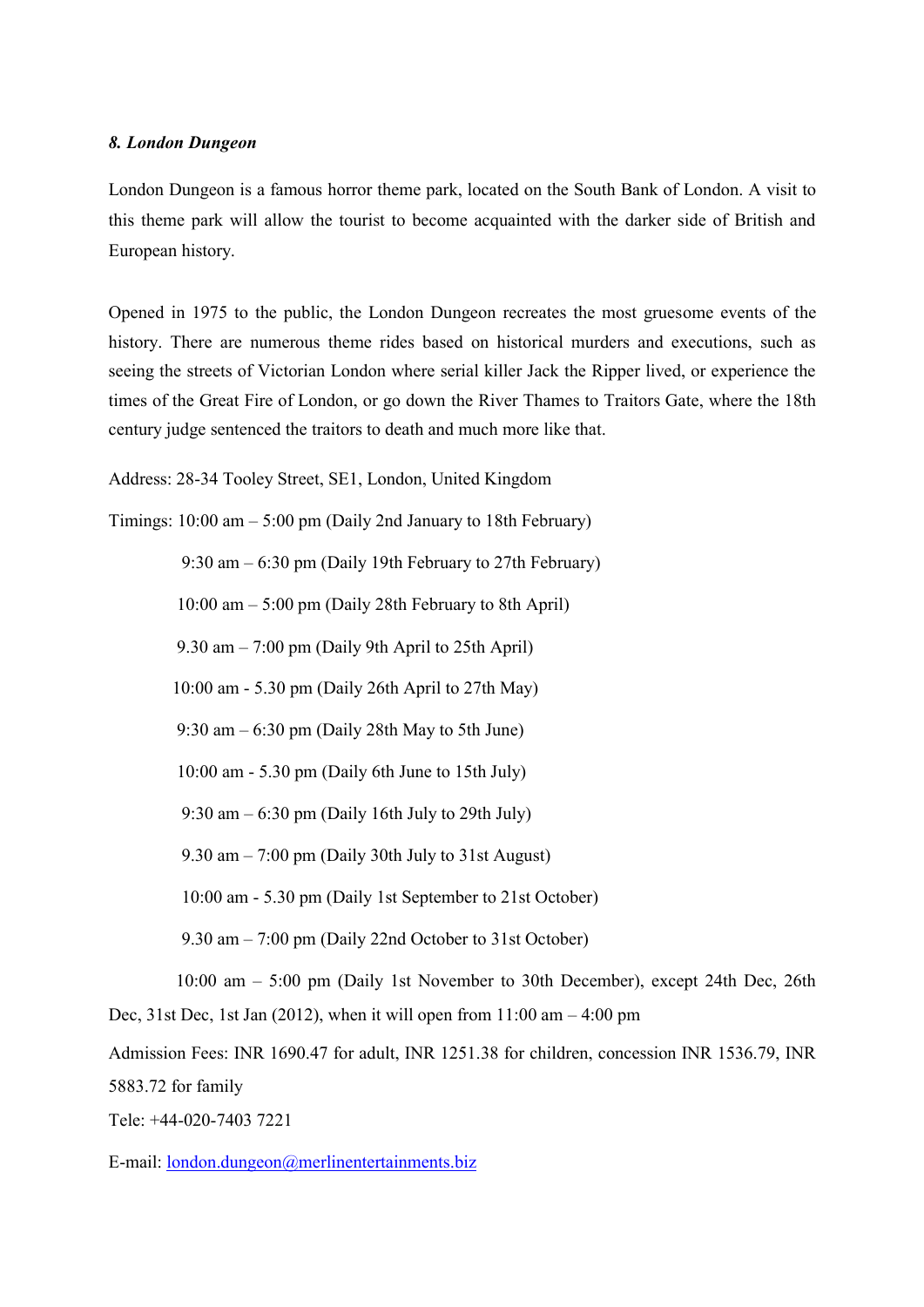### *8. London Dungeon*

London Dungeon is a famous horror theme park, located on the South Bank of London. A visit to this theme park will allow the tourist to become acquainted with the darker side of British and European history.

Opened in 1975 to the public, the London Dungeon recreates the most gruesome events of the history. There are numerous theme rides based on historical murders and executions, such as seeing the streets of Victorian London where serial killer Jack the Ripper lived, or experience the times of the Great Fire of London, or go down the River Thames to Traitors Gate, where the 18th century judge sentenced the traitors to death and much more like that.

Address: 28-34 Tooley Street, SE1, London, United Kingdom

Timings: 10:00 am – 5:00 pm (Daily 2nd January to 18th February)

9:30 am – 6:30 pm (Daily 19th February to 27th February)

10:00 am – 5:00 pm (Daily 28th February to 8th April)

9.30 am – 7:00 pm (Daily 9th April to 25th April)

10:00 am - 5.30 pm (Daily 26th April to 27th May)

9:30 am – 6:30 pm (Daily 28th May to 5th June)

10:00 am - 5.30 pm (Daily 6th June to 15th July)

9:30 am – 6:30 pm (Daily 16th July to 29th July)

9.30 am – 7:00 pm (Daily 30th July to 31st August)

10:00 am - 5.30 pm (Daily 1st September to 21st October)

9.30 am – 7:00 pm (Daily 22nd October to 31st October)

10:00 am – 5:00 pm (Daily 1st November to 30th December), except 24th Dec, 26th Dec, 31st Dec, 1st Jan (2012), when it will open from 11:00 am – 4:00 pm

Admission Fees: INR 1690.47 for adult, INR 1251.38 for children, concession INR 1536.79, INR 5883.72 for family

Tele: +44-020-7403 7221

E-mail: london.dungeon@merlinentertainments.biz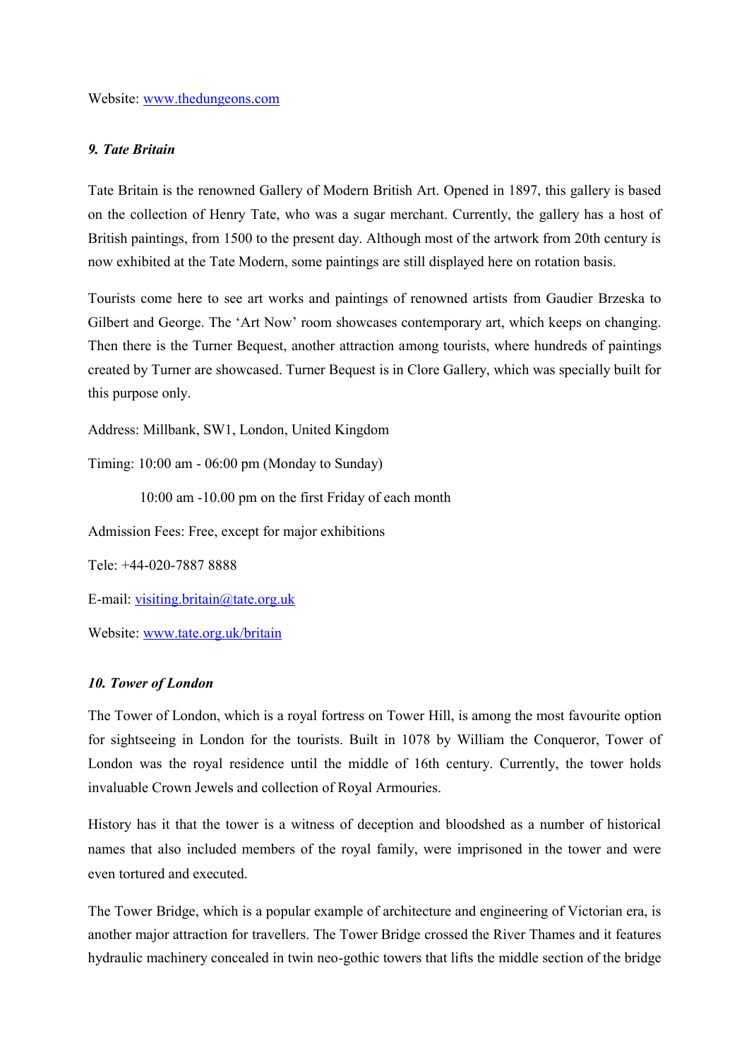Website: www.thedungeons.com

### *9. Tate Britain*

Tate Britain is the renowned Gallery of Modern British Art. Opened in 1897, this gallery is based on the collection of Henry Tate, who was a sugar merchant. Currently, the gallery has a host of British paintings, from 1500 to the present day. Although most of the artwork from 20th century is now exhibited at the Tate Modern, some paintings are still displayed here on rotation basis.

Tourists come here to see art works and paintings of renowned artists from Gaudier Brzeska to Gilbert and George. The 'Art Now' room showcases contemporary art, which keeps on changing. Then there is the Turner Bequest, another attraction among tourists, where hundreds of paintings created by Turner are showcased. Turner Bequest is in Clore Gallery, which was specially built for this purpose only.

Address: Millbank, SW1, London, United Kingdom

Timing: 10:00 am - 06:00 pm (Monday to Sunday)

10:00 am -10.00 pm on the first Friday of each month

Admission Fees: Free, except for major exhibitions

Tele: +44-020-7887 8888

E-mail: visiting.britain@tate.org.uk

Website: www.tate.org.uk/britain

### *10. Tower of London*

The Tower of London, which is a royal fortress on Tower Hill, is among the most favourite option for sightseeing in London for the tourists. Built in 1078 by William the Conqueror, Tower of London was the royal residence until the middle of 16th century. Currently, the tower holds invaluable Crown Jewels and collection of Royal Armouries.

History has it that the tower is a witness of deception and bloodshed as a number of historical names that also included members of the royal family, were imprisoned in the tower and were even tortured and executed.

The Tower Bridge, which is a popular example of architecture and engineering of Victorian era, is another major attraction for travellers. The Tower Bridge crossed the River Thames and it features hydraulic machinery concealed in twin neo-gothic towers that lifts the middle section of the bridge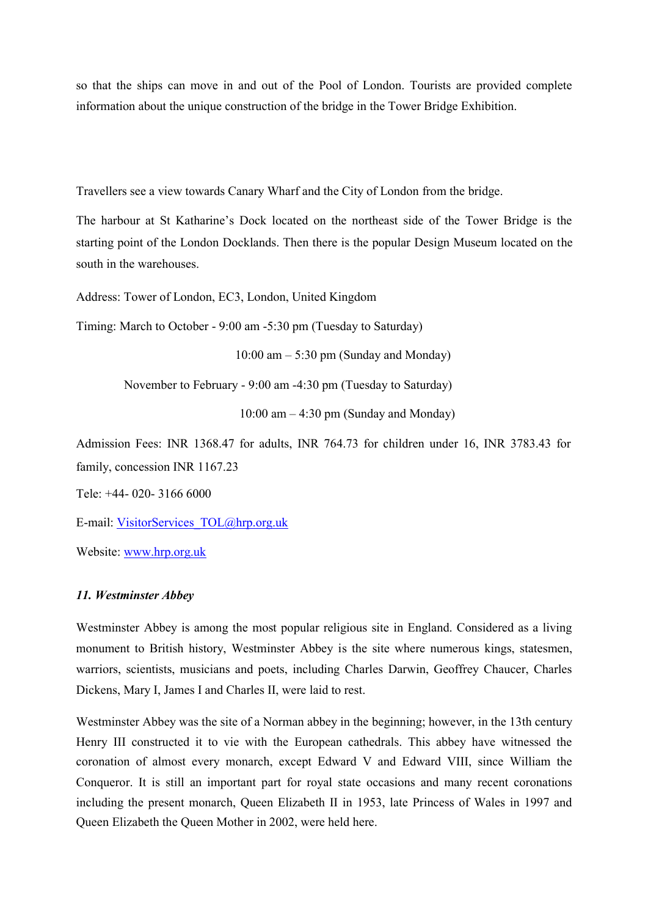so that the ships can move in and out of the Pool of London. Tourists are provided complete information about the unique construction of the bridge in the Tower Bridge Exhibition.

Travellers see a view towards Canary Wharf and the City of London from the bridge.

The harbour at St Katharine's Dock located on the northeast side of the Tower Bridge is the starting point of the London Docklands. Then there is the popular Design Museum located on the south in the warehouses.

Address: Tower of London, EC3, London, United Kingdom

Timing: March to October - 9:00 am -5:30 pm (Tuesday to Saturday)

10:00 am – 5:30 pm (Sunday and Monday)

November to February - 9:00 am -4:30 pm (Tuesday to Saturday)

10:00 am – 4:30 pm (Sunday and Monday)

Admission Fees: INR 1368.47 for adults, INR 764.73 for children under 16, INR 3783.43 for family, concession INR 1167.23

Tele: +44- 020- 3166 6000

E-mail: VisitorServices_TOL@hrp.org.uk

Website: www.hrp.org.uk

### *11. Westminster Abbey*

Westminster Abbey is among the most popular religious site in England. Considered as a living monument to British history, Westminster Abbey is the site where numerous kings, statesmen, warriors, scientists, musicians and poets, including Charles Darwin, Geoffrey Chaucer, Charles Dickens, Mary I, James I and Charles II, were laid to rest.

Westminster Abbey was the site of a Norman abbey in the beginning; however, in the 13th century Henry III constructed it to vie with the European cathedrals. This abbey have witnessed the coronation of almost every monarch, except Edward V and Edward VIII, since William the Conqueror. It is still an important part for royal state occasions and many recent coronations including the present monarch, Queen Elizabeth II in 1953, late Princess of Wales in 1997 and Queen Elizabeth the Queen Mother in 2002, were held here.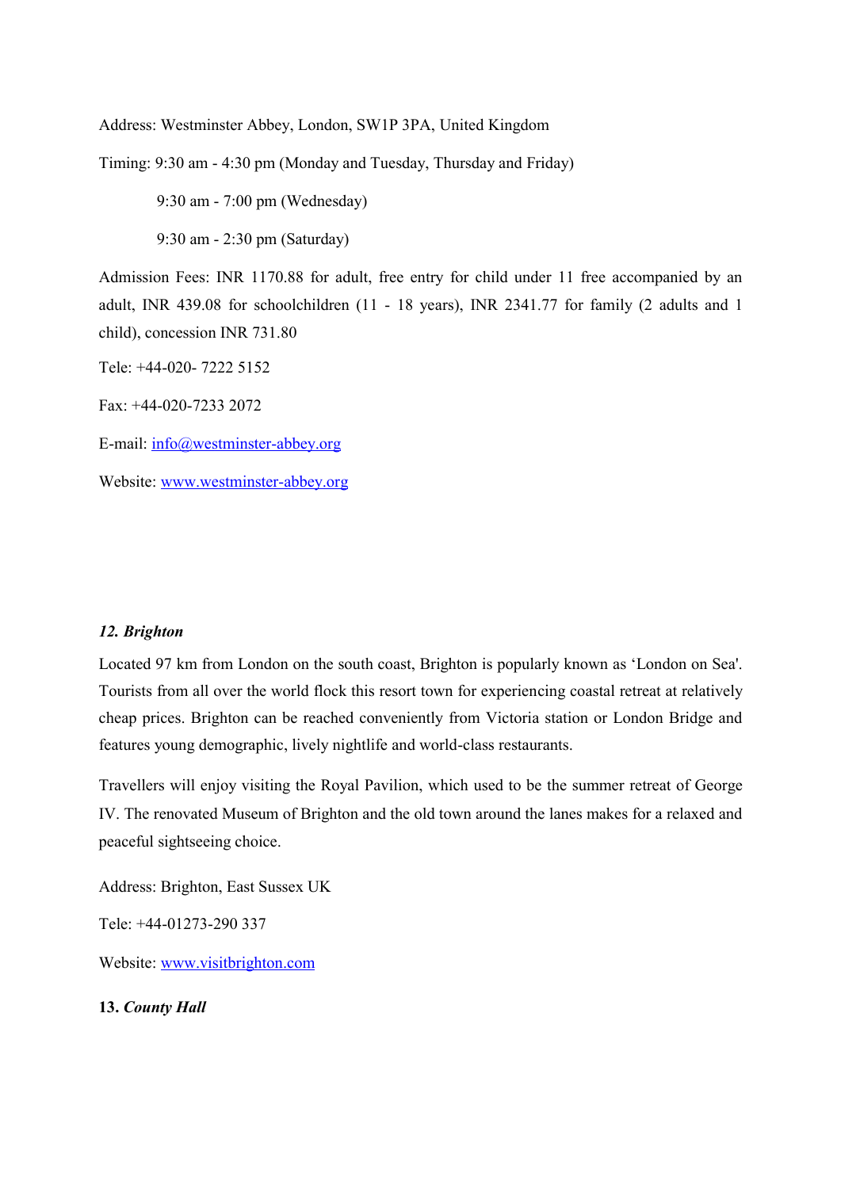Address: Westminster Abbey, London, SW1P 3PA, United Kingdom

Timing: 9:30 am - 4:30 pm (Monday and Tuesday, Thursday and Friday)

9:30 am - 7:00 pm (Wednesday)

9:30 am - 2:30 pm (Saturday)

Admission Fees: INR 1170.88 for adult, free entry for child under 11 free accompanied by an adult, INR 439.08 for schoolchildren (11 - 18 years), INR 2341.77 for family (2 adults and 1 child), concession INR 731.80

Tele: +44-020- 7222 5152

Fax: +44-020-7233 2072

E-mail: info@westminster-abbey.org

Website: www.westminster-abbey.org

### *12. Brighton*

Located 97 km from London on the south coast, Brighton is popularly known as 'London on Sea'. Tourists from all over the world flock this resort town for experiencing coastal retreat at relatively cheap prices. Brighton can be reached conveniently from Victoria station or London Bridge and features young demographic, lively nightlife and world-class restaurants.

Travellers will enjoy visiting the Royal Pavilion, which used to be the summer retreat of George IV. The renovated Museum of Brighton and the old town around the lanes makes for a relaxed and peaceful sightseeing choice.

Address: Brighton, East Sussex UK

Tele: +44-01273-290 337

Website: www.visitbrighton.com

### **13.** ***County Hall***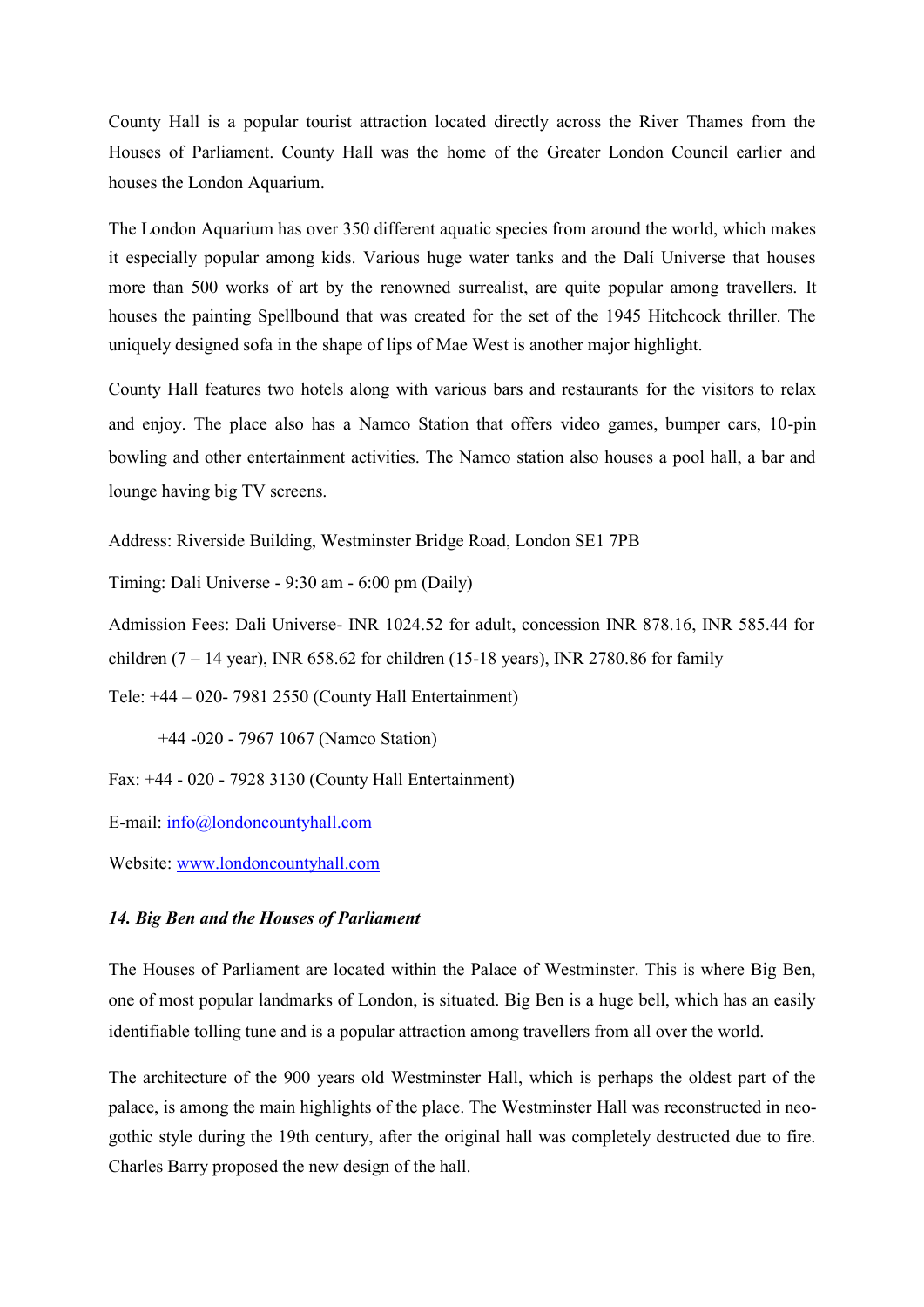County Hall is a popular tourist attraction located directly across the River Thames from the Houses of Parliament. County Hall was the home of the Greater London Council earlier and houses the London Aquarium.

The London Aquarium has over 350 different aquatic species from around the world, which makes it especially popular among kids. Various huge water tanks and the Dalí Universe that houses more than 500 works of art by the renowned surrealist, are quite popular among travellers. It houses the painting Spellbound that was created for the set of the 1945 Hitchcock thriller. The uniquely designed sofa in the shape of lips of Mae West is another major highlight.

County Hall features two hotels along with various bars and restaurants for the visitors to relax and enjoy. The place also has a Namco Station that offers video games, bumper cars, 10-pin bowling and other entertainment activities. The Namco station also houses a pool hall, a bar and lounge having big TV screens.

Address: Riverside Building, Westminster Bridge Road, London SE1 7PB

Timing: Dali Universe - 9:30 am - 6:00 pm (Daily)

Admission Fees: Dali Universe- INR 1024.52 for adult, concession INR 878.16, INR 585.44 for children (7 – 14 year), INR 658.62 for children (15-18 years), INR 2780.86 for family

Tele: +44 – 020- 7981 2550 (County Hall Entertainment)

+44 -020 - 7967 1067 (Namco Station)

Fax: +44 - 020 - 7928 3130 (County Hall Entertainment)

E-mail: info@londoncountyhall.com

Website: www.londoncountyhall.com

### *14. Big Ben and the Houses of Parliament*

The Houses of Parliament are located within the Palace of Westminster. This is where Big Ben, one of most popular landmarks of London, is situated. Big Ben is a huge bell, which has an easily identifiable tolling tune and is a popular attraction among travellers from all over the world.

The architecture of the 900 years old Westminster Hall, which is perhaps the oldest part of the palace, is among the main highlights of the place. The Westminster Hall was reconstructed in neo-gothic style during the 19th century, after the original hall was completely destructed due to fire. Charles Barry proposed the new design of the hall.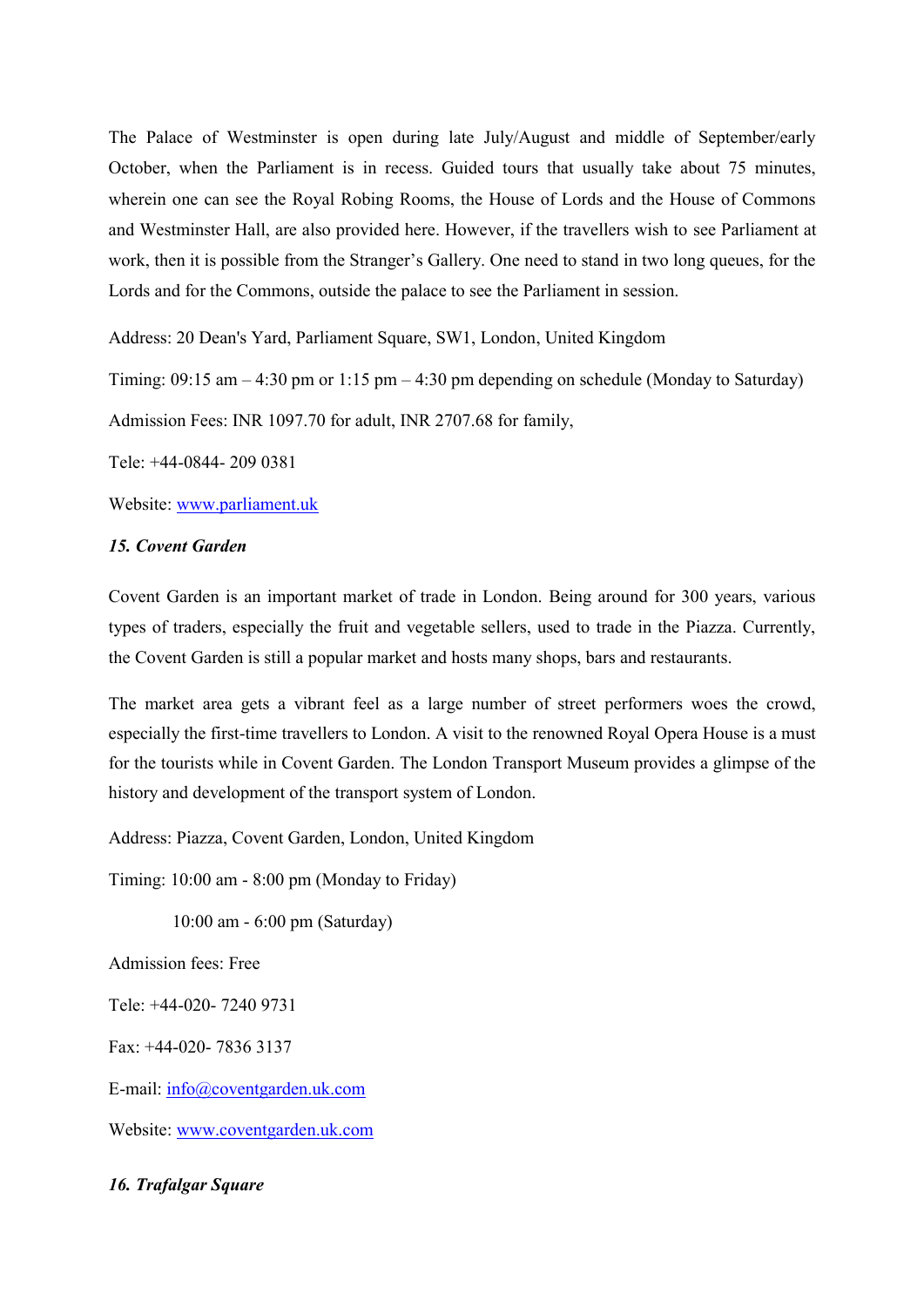The Palace of Westminster is open during late July/August and middle of September/early October, when the Parliament is in recess. Guided tours that usually take about 75 minutes, wherein one can see the Royal Robing Rooms, the House of Lords and the House of Commons and Westminster Hall, are also provided here. However, if the travellers wish to see Parliament at work, then it is possible from the Stranger's Gallery. One need to stand in two long queues, for the Lords and for the Commons, outside the palace to see the Parliament in session.

Address: 20 Dean's Yard, Parliament Square, SW1, London, United Kingdom

Timing: 09:15 am – 4:30 pm or 1:15 pm – 4:30 pm depending on schedule (Monday to Saturday)

Admission Fees: INR 1097.70 for adult, INR 2707.68 for family,

Tele: +44-0844- 209 0381

Website: www.parliament.uk

### *15. Covent Garden*

Covent Garden is an important market of trade in London. Being around for 300 years, various types of traders, especially the fruit and vegetable sellers, used to trade in the Piazza. Currently, the Covent Garden is still a popular market and hosts many shops, bars and restaurants.

The market area gets a vibrant feel as a large number of street performers woes the crowd, especially the first-time travellers to London. A visit to the renowned Royal Opera House is a must for the tourists while in Covent Garden. The London Transport Museum provides a glimpse of the history and development of the transport system of London.

Address: Piazza, Covent Garden, London, United Kingdom

Timing: 10:00 am - 8:00 pm (Monday to Friday)

10:00 am - 6:00 pm (Saturday)

Admission fees: Free

Tele: +44-020- 7240 9731

Fax: +44-020- 7836 3137

E-mail: info@coventgarden.uk.com

Website: www.coventgarden.uk.com

### *16. Trafalgar Square*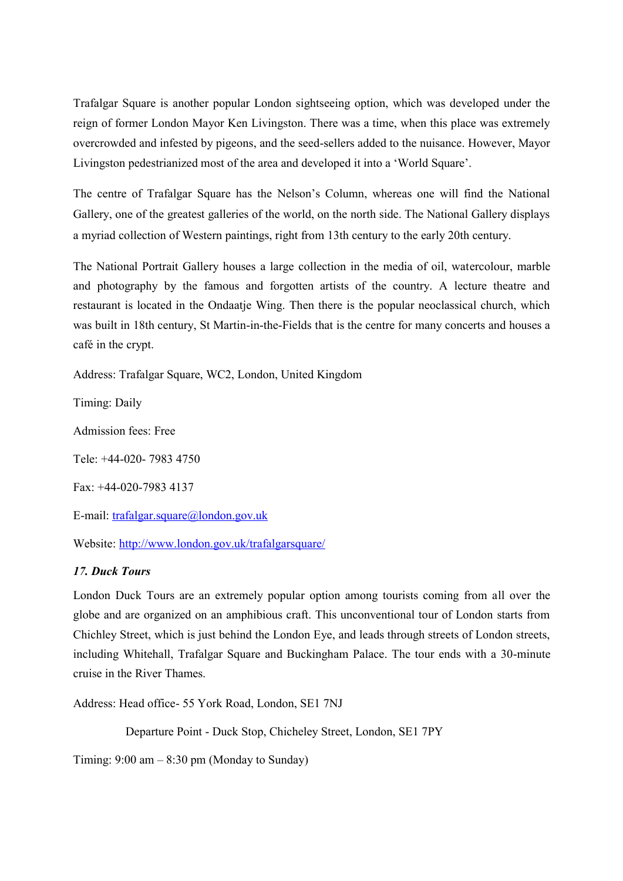Trafalgar Square is another popular London sightseeing option, which was developed under the reign of former London Mayor Ken Livingston. There was a time, when this place was extremely overcrowded and infested by pigeons, and the seed-sellers added to the nuisance. However, Mayor Livingston pedestrianized most of the area and developed it into a 'World Square'.

The centre of Trafalgar Square has the Nelson's Column, whereas one will find the National Gallery, one of the greatest galleries of the world, on the north side. The National Gallery displays a myriad collection of Western paintings, right from 13th century to the early 20th century.

The National Portrait Gallery houses a large collection in the media of oil, watercolour, marble and photography by the famous and forgotten artists of the country. A lecture theatre and restaurant is located in the Ondaatje Wing. Then there is the popular neoclassical church, which was built in 18th century, St Martin-in-the-Fields that is the centre for many concerts and houses a café in the crypt.

Address: Trafalgar Square, WC2, London, United Kingdom

Timing: Daily

Admission fees: Free

Tele: +44-020- 7983 4750

Fax: +44-020-7983 4137

E-mail: [trafalgar.square@london.gov.uk](mailto:trafalgar.square@london.gov.uk)

Website: [http://www.london.gov.uk/trafalgarsquare/](http://www.london.gov.uk/trafalgarsquare/)

### *17. Duck Tours*

London Duck Tours are an extremely popular option among tourists coming from all over the globe and are organized on an amphibious craft. This unconventional tour of London starts from Chichley Street, which is just behind the London Eye, and leads through streets of London streets, including Whitehall, Trafalgar Square and Buckingham Palace. The tour ends with a 30-minute cruise in the River Thames.

Address: Head office- 55 York Road, London, SE1 7NJ

Departure Point - Duck Stop, Chicheley Street, London, SE1 7PY

Timing: 9:00 am – 8:30 pm (Monday to Sunday)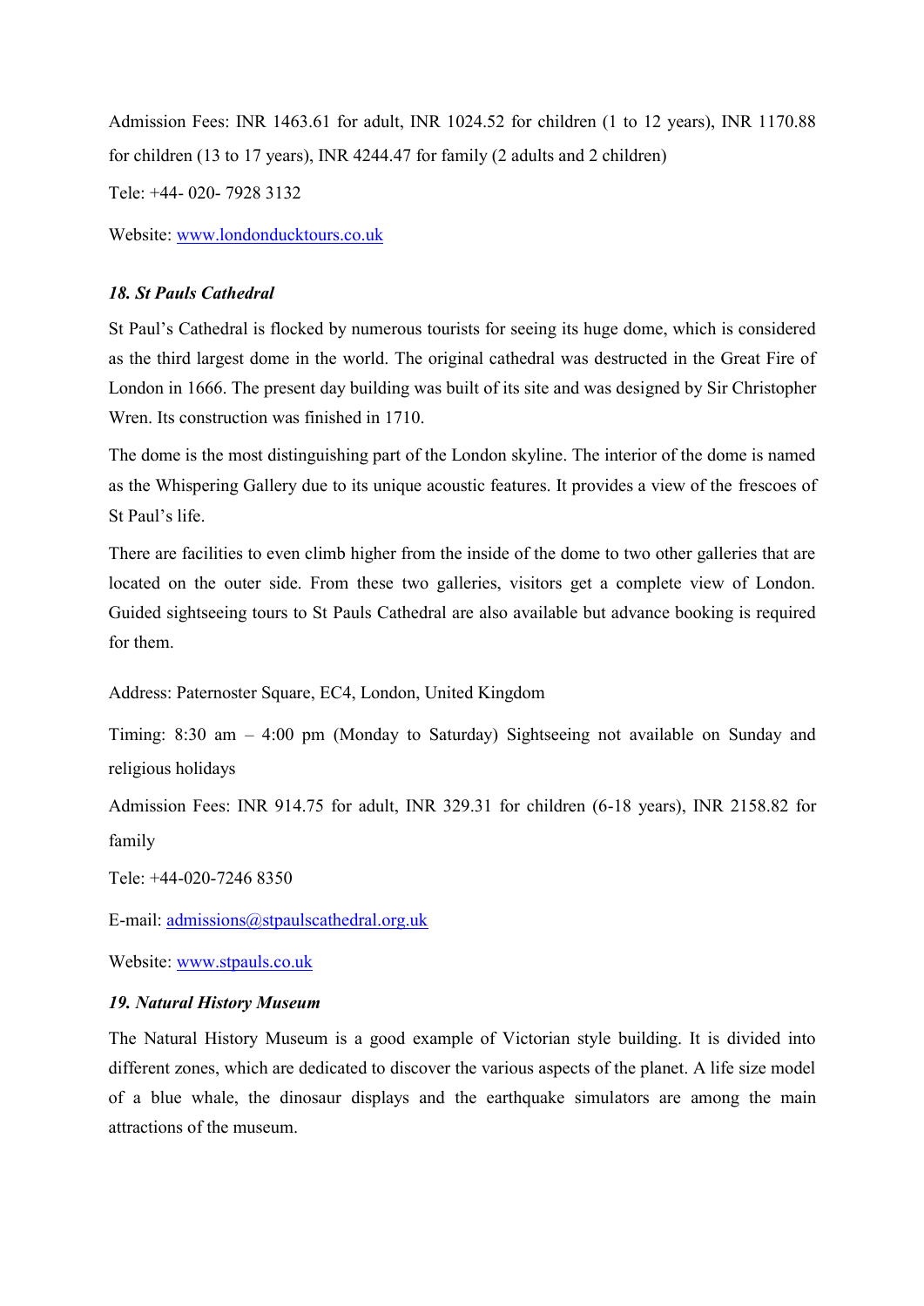Admission Fees: INR 1463.61 for adult, INR 1024.52 for children (1 to 12 years), INR 1170.88 for children (13 to 17 years), INR 4244.47 for family (2 adults and 2 children)

Tele: +44- 020- 7928 3132

Website: [www.londonducktours.co.uk](www.londonducktours.co.uk)

### *18. St Pauls Cathedral*

St Paul's Cathedral is flocked by numerous tourists for seeing its huge dome, which is considered as the third largest dome in the world. The original cathedral was destructed in the Great Fire of London in 1666. The present day building was built of its site and was designed by Sir Christopher Wren. Its construction was finished in 1710.

The dome is the most distinguishing part of the London skyline. The interior of the dome is named as the Whispering Gallery due to its unique acoustic features. It provides a view of the frescoes of St Paul's life.

There are facilities to even climb higher from the inside of the dome to two other galleries that are located on the outer side. From these two galleries, visitors get a complete view of London. Guided sightseeing tours to St Pauls Cathedral are also available but advance booking is required for them.

Address: Paternoster Square, EC4, London, United Kingdom

Timing: 8:30 am – 4:00 pm (Monday to Saturday) Sightseeing not available on Sunday and religious holidays

Admission Fees: INR 914.75 for adult, INR 329.31 for children (6-18 years), INR 2158.82 for family

Tele: +44-020-7246 8350

E-mail: [admissions@stpaulscathedral.org.uk](mailto:admissions@stpaulscathedral.org.uk)

Website: [www.stpauls.co.uk](www.stpauls.co.uk)

### *19. Natural History Museum*

The Natural History Museum is a good example of Victorian style building. It is divided into different zones, which are dedicated to discover the various aspects of the planet. A life size model of a blue whale, the dinosaur displays and the earthquake simulators are among the main attractions of the museum.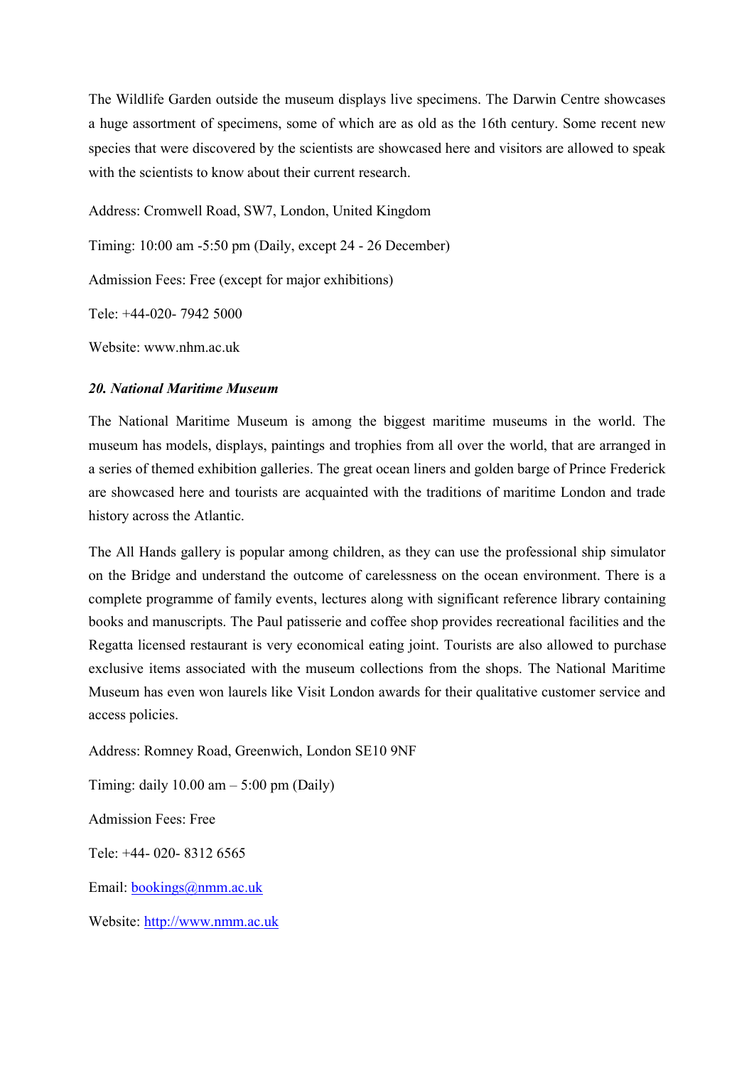The Wildlife Garden outside the museum displays live specimens. The Darwin Centre showcases a huge assortment of specimens, some of which are as old as the 16th century. Some recent new species that were discovered by the scientists are showcased here and visitors are allowed to speak with the scientists to know about their current research.

Address: Cromwell Road, SW7, London, United Kingdom

Timing: 10:00 am -5:50 pm (Daily, except 24 - 26 December)

Admission Fees: Free (except for major exhibitions)

Tele: +44-020- 7942 5000

Website: www.nhm.ac.uk

### *20. National Maritime Museum*

The National Maritime Museum is among the biggest maritime museums in the world. The museum has models, displays, paintings and trophies from all over the world, that are arranged in a series of themed exhibition galleries. The great ocean liners and golden barge of Prince Frederick are showcased here and tourists are acquainted with the traditions of maritime London and trade history across the Atlantic.

The All Hands gallery is popular among children, as they can use the professional ship simulator on the Bridge and understand the outcome of carelessness on the ocean environment. There is a complete programme of family events, lectures along with significant reference library containing books and manuscripts. The Paul patisserie and coffee shop provides recreational facilities and the Regatta licensed restaurant is very economical eating joint. Tourists are also allowed to purchase exclusive items associated with the museum collections from the shops. The National Maritime Museum has even won laurels like Visit London awards for their qualitative customer service and access policies.

Address: Romney Road, Greenwich, London SE10 9NF

Timing: daily 10.00 am – 5:00 pm (Daily)

Admission Fees: Free

Tele: +44- 020- 8312 6565

Email: bookings@nmm.ac.uk

Website: http://www.nmm.ac.uk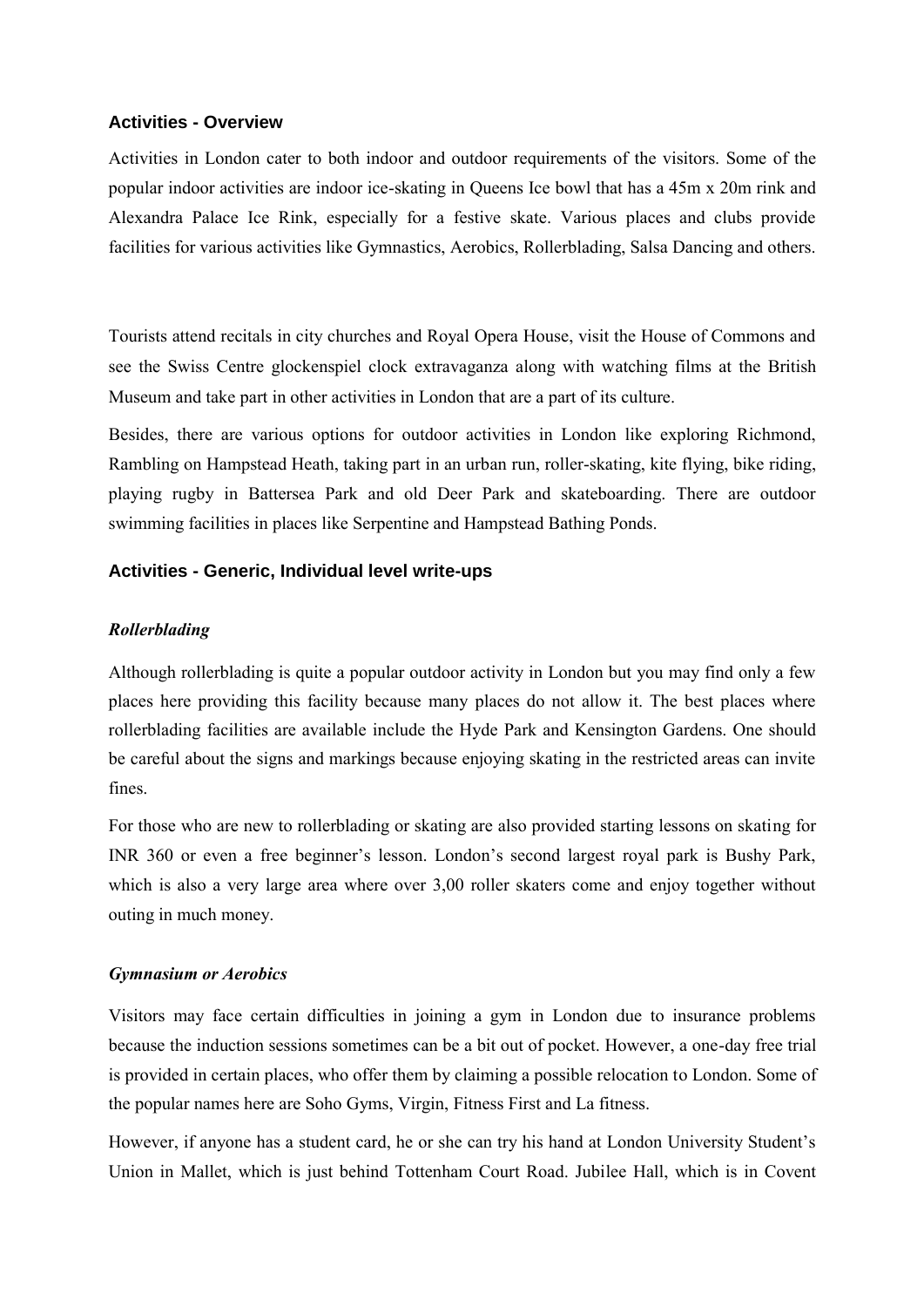## Activities - Overview

Activities in London cater to both indoor and outdoor requirements of the visitors. Some of the popular indoor activities are indoor ice-skating in Queens Ice bowl that has a 45m x 20m rink and Alexandra Palace Ice Rink, especially for a festive skate. Various places and clubs provide facilities for various activities like Gymnastics, Aerobics, Rollerblading, Salsa Dancing and others.

Tourists attend recitals in city churches and Royal Opera House, visit the House of Commons and see the Swiss Centre glockenspiel clock extravaganza along with watching films at the British Museum and take part in other activities in London that are a part of its culture.

Besides, there are various options for outdoor activities in London like exploring Richmond, Rambling on Hampstead Heath, taking part in an urban run, roller-skating, kite flying, bike riding, playing rugby in Battersea Park and old Deer Park and skateboarding. There are outdoor swimming facilities in places like Serpentine and Hampstead Bathing Ponds.

## Activities - Generic, Individual level write-ups

### *Rollerblading*

Although rollerblading is quite a popular outdoor activity in London but you may find only a few places here providing this facility because many places do not allow it. The best places where rollerblading facilities are available include the Hyde Park and Kensington Gardens. One should be careful about the signs and markings because enjoying skating in the restricted areas can invite fines.

For those who are new to rollerblading or skating are also provided starting lessons on skating for INR 360 or even a free beginner's lesson. London's second largest royal park is Bushy Park, which is also a very large area where over 3,00 roller skaters come and enjoy together without outing in much money.

### *Gymnasium or Aerobics*

Visitors may face certain difficulties in joining a gym in London due to insurance problems because the induction sessions sometimes can be a bit out of pocket. However, a one-day free trial is provided in certain places, who offer them by claiming a possible relocation to London. Some of the popular names here are Soho Gyms, Virgin, Fitness First and La fitness.

However, if anyone has a student card, he or she can try his hand at London University Student's Union in Mallet, which is just behind Tottenham Court Road. Jubilee Hall, which is in Covent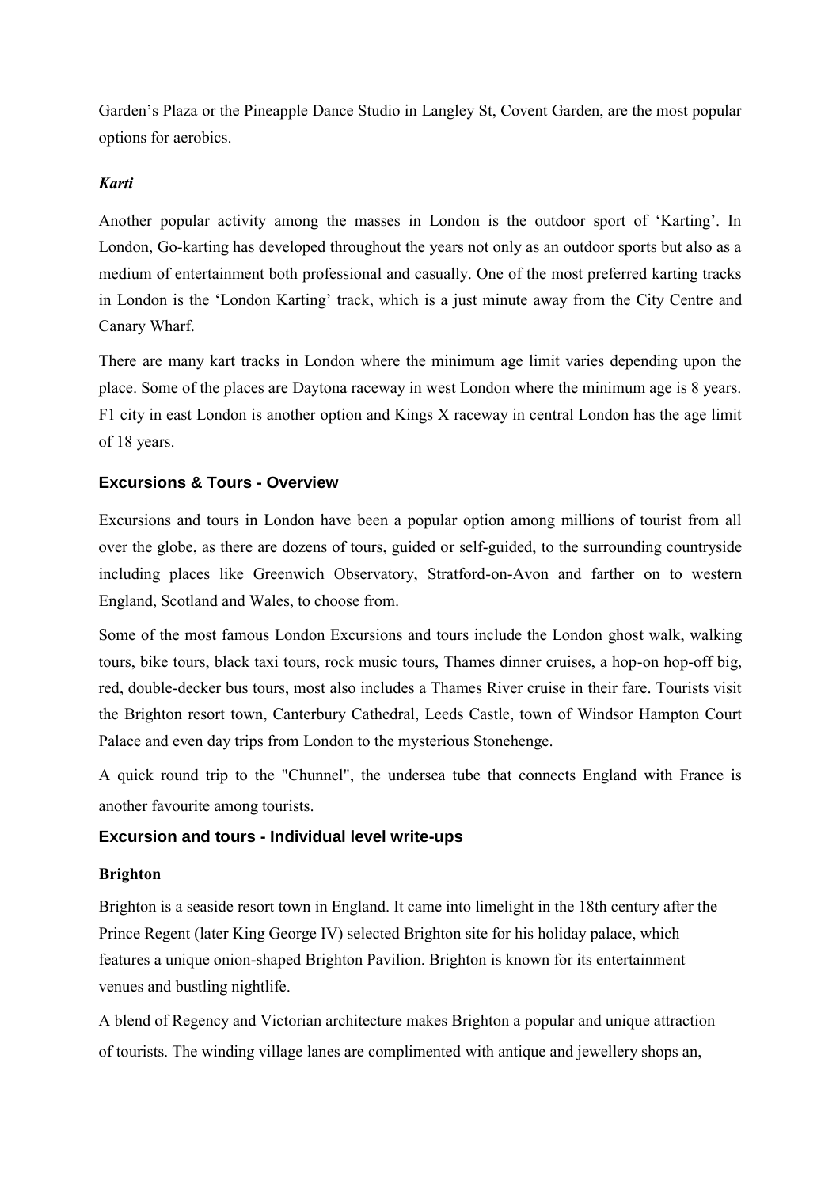Garden's Plaza or the Pineapple Dance Studio in Langley St, Covent Garden, are the most popular options for aerobics.

***Karti***

Another popular activity among the masses in London is the outdoor sport of 'Karting'. In London, Go-karting has developed throughout the years not only as an outdoor sports but also as a medium of entertainment both professional and casually. One of the most preferred karting tracks in London is the 'London Karting' track, which is a just minute away from the City Centre and Canary Wharf.

There are many kart tracks in London where the minimum age limit varies depending upon the place. Some of the places are Daytona raceway in west London where the minimum age is 8 years. F1 city in east London is another option and Kings X raceway in central London has the age limit of 18 years.

## Excursions & Tours - Overview

Excursions and tours in London have been a popular option among millions of tourist from all over the globe, as there are dozens of tours, guided or self-guided, to the surrounding countryside including places like Greenwich Observatory, Stratford-on-Avon and farther on to western England, Scotland and Wales, to choose from.

Some of the most famous London Excursions and tours include the London ghost walk, walking tours, bike tours, black taxi tours, rock music tours, Thames dinner cruises, a hop-on hop-off big, red, double-decker bus tours, most also includes a Thames River cruise in their fare. Tourists visit the Brighton resort town, Canterbury Cathedral, Leeds Castle, town of Windsor Hampton Court Palace and even day trips from London to the mysterious Stonehenge.

A quick round trip to the "Chunnel", the undersea tube that connects England with France is another favourite among tourists.

## Excursion and tours - Individual level write-ups

**Brighton**

Brighton is a seaside resort town in England. It came into limelight in the 18th century after the Prince Regent (later King George IV) selected Brighton site for his holiday palace, which features a unique onion-shaped Brighton Pavilion. Brighton is known for its entertainment venues and bustling nightlife.

A blend of Regency and Victorian architecture makes Brighton a popular and unique attraction of tourists. The winding village lanes are complimented with antique and jewellery shops an,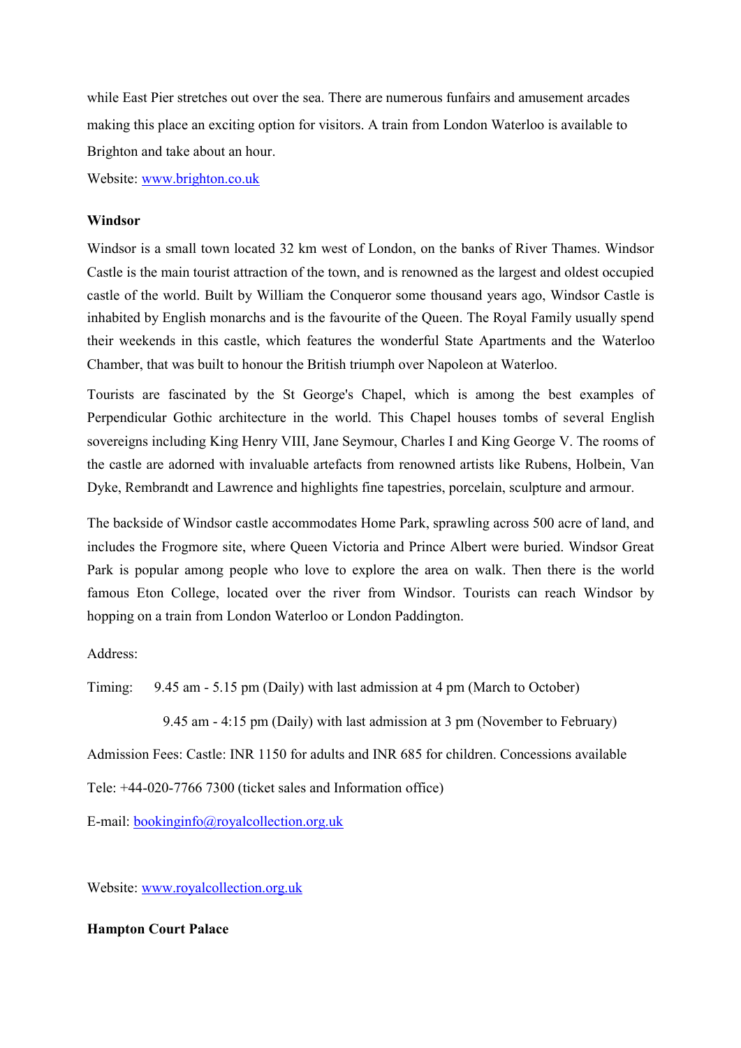while East Pier stretches out over the sea. There are numerous funfairs and amusement arcades making this place an exciting option for visitors. A train from London Waterloo is available to Brighton and take about an hour.

Website: www.brighton.co.uk

**Windsor**

Windsor is a small town located 32 km west of London, on the banks of River Thames. Windsor Castle is the main tourist attraction of the town, and is renowned as the largest and oldest occupied castle of the world. Built by William the Conqueror some thousand years ago, Windsor Castle is inhabited by English monarchs and is the favourite of the Queen. The Royal Family usually spend their weekends in this castle, which features the wonderful State Apartments and the Waterloo Chamber, that was built to honour the British triumph over Napoleon at Waterloo.

Tourists are fascinated by the St George's Chapel, which is among the best examples of Perpendicular Gothic architecture in the world. This Chapel houses tombs of several English sovereigns including King Henry VIII, Jane Seymour, Charles I and King George V. The rooms of the castle are adorned with invaluable artefacts from renowned artists like Rubens, Holbein, Van Dyke, Rembrandt and Lawrence and highlights fine tapestries, porcelain, sculpture and armour.

The backside of Windsor castle accommodates Home Park, sprawling across 500 acre of land, and includes the Frogmore site, where Queen Victoria and Prince Albert were buried. Windsor Great Park is popular among people who love to explore the area on walk. Then there is the world famous Eton College, located over the river from Windsor. Tourists can reach Windsor by hopping on a train from London Waterloo or London Paddington.

Address:

Timing: 9.45 am - 5.15 pm (Daily) with last admission at 4 pm (March to October)

9.45 am - 4:15 pm (Daily) with last admission at 3 pm (November to February)

Admission Fees: Castle: INR 1150 for adults and INR 685 for children. Concessions available

Tele: +44-020-7766 7300 (ticket sales and Information office)

E-mail: bookinginfo@royalcollection.org.uk

Website: www.royalcollection.org.uk

**Hampton Court Palace**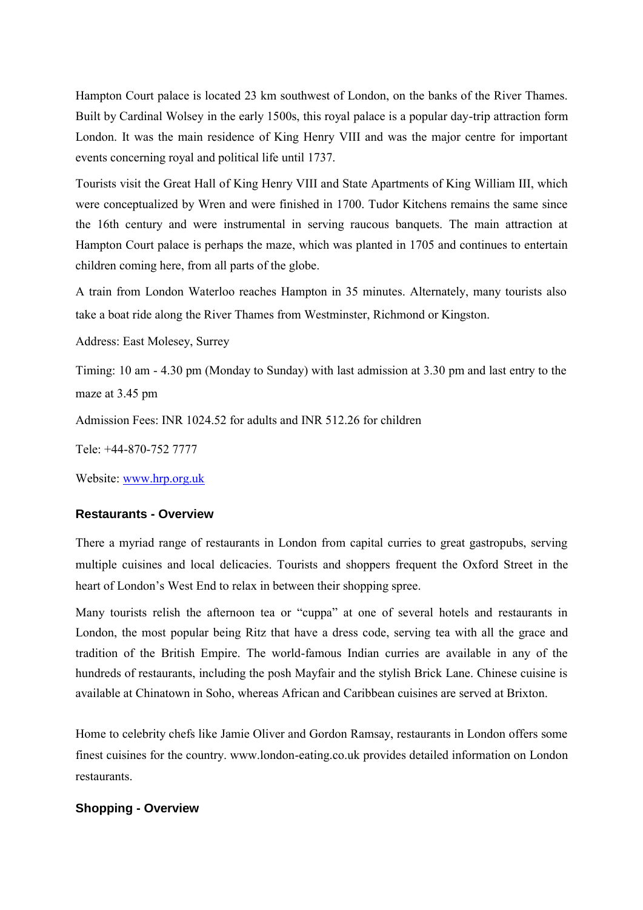Hampton Court palace is located 23 km southwest of London, on the banks of the River Thames. Built by Cardinal Wolsey in the early 1500s, this royal palace is a popular day-trip attraction form London. It was the main residence of King Henry VIII and was the major centre for important events concerning royal and political life until 1737.

Tourists visit the Great Hall of King Henry VIII and State Apartments of King William III, which were conceptualized by Wren and were finished in 1700. Tudor Kitchens remains the same since the 16th century and were instrumental in serving raucous banquets. The main attraction at Hampton Court palace is perhaps the maze, which was planted in 1705 and continues to entertain children coming here, from all parts of the globe.

A train from London Waterloo reaches Hampton in 35 minutes. Alternately, many tourists also take a boat ride along the River Thames from Westminster, Richmond or Kingston.

Address: East Molesey, Surrey

Timing: 10 am - 4.30 pm (Monday to Sunday) with last admission at 3.30 pm and last entry to the maze at 3.45 pm

Admission Fees: INR 1024.52 for adults and INR 512.26 for children

Tele: +44-870-752 7777

Website: [www.hrp.org.uk](http://www.hrp.org.uk)

### Restaurants - Overview

There a myriad range of restaurants in London from capital curries to great gastropubs, serving multiple cuisines and local delicacies. Tourists and shoppers frequent the Oxford Street in the heart of London's West End to relax in between their shopping spree.

Many tourists relish the afternoon tea or "cuppa" at one of several hotels and restaurants in London, the most popular being Ritz that have a dress code, serving tea with all the grace and tradition of the British Empire. The world-famous Indian curries are available in any of the hundreds of restaurants, including the posh Mayfair and the stylish Brick Lane. Chinese cuisine is available at Chinatown in Soho, whereas African and Caribbean cuisines are served at Brixton.

Home to celebrity chefs like Jamie Oliver and Gordon Ramsay, restaurants in London offers some finest cuisines for the country. www.london-eating.co.uk provides detailed information on London restaurants.

### Shopping - Overview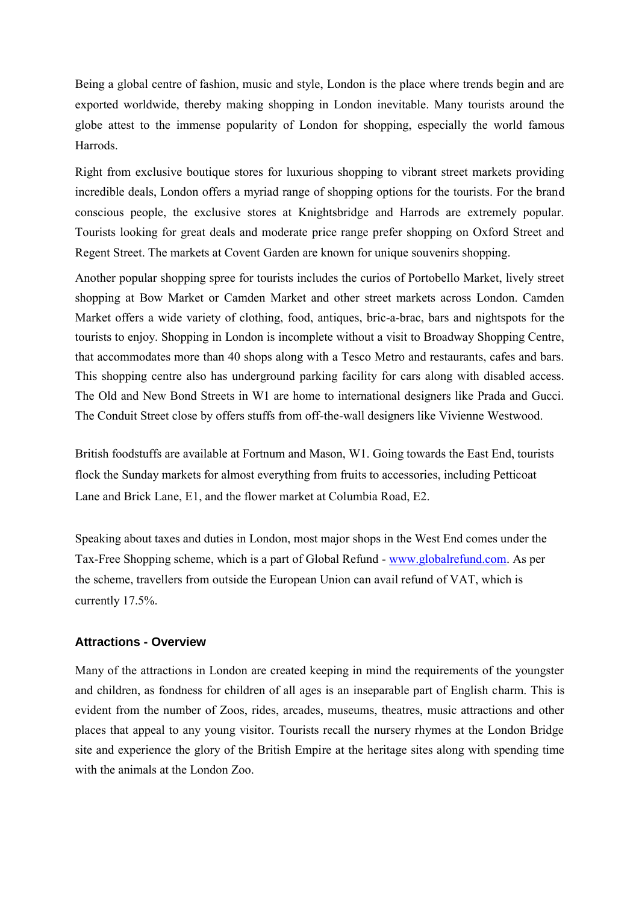Being a global centre of fashion, music and style, London is the place where trends begin and are exported worldwide, thereby making shopping in London inevitable. Many tourists around the globe attest to the immense popularity of London for shopping, especially the world famous Harrods.

Right from exclusive boutique stores for luxurious shopping to vibrant street markets providing incredible deals, London offers a myriad range of shopping options for the tourists. For the brand conscious people, the exclusive stores at Knightsbridge and Harrods are extremely popular. Tourists looking for great deals and moderate price range prefer shopping on Oxford Street and Regent Street. The markets at Covent Garden are known for unique souvenirs shopping.

Another popular shopping spree for tourists includes the curios of Portobello Market, lively street shopping at Bow Market or Camden Market and other street markets across London. Camden Market offers a wide variety of clothing, food, antiques, bric-a-brac, bars and nightspots for the tourists to enjoy. Shopping in London is incomplete without a visit to Broadway Shopping Centre, that accommodates more than 40 shops along with a Tesco Metro and restaurants, cafes and bars. This shopping centre also has underground parking facility for cars along with disabled access. The Old and New Bond Streets in W1 are home to international designers like Prada and Gucci. The Conduit Street close by offers stuffs from off-the-wall designers like Vivienne Westwood.

British foodstuffs are available at Fortnum and Mason, W1. Going towards the East End, tourists flock the Sunday markets for almost everything from fruits to accessories, including Petticoat Lane and Brick Lane, E1, and the flower market at Columbia Road, E2.

Speaking about taxes and duties in London, most major shops in the West End comes under the Tax-Free Shopping scheme, which is a part of Global Refund - [www.globalrefund.com](http://www.globalrefund.com). As per the scheme, travellers from outside the European Union can avail refund of VAT, which is currently 17.5%.

### Attractions - Overview

Many of the attractions in London are created keeping in mind the requirements of the youngster and children, as fondness for children of all ages is an inseparable part of English charm. This is evident from the number of Zoos, rides, arcades, museums, theatres, music attractions and other places that appeal to any young visitor. Tourists recall the nursery rhymes at the London Bridge site and experience the glory of the British Empire at the heritage sites along with spending time with the animals at the London Zoo.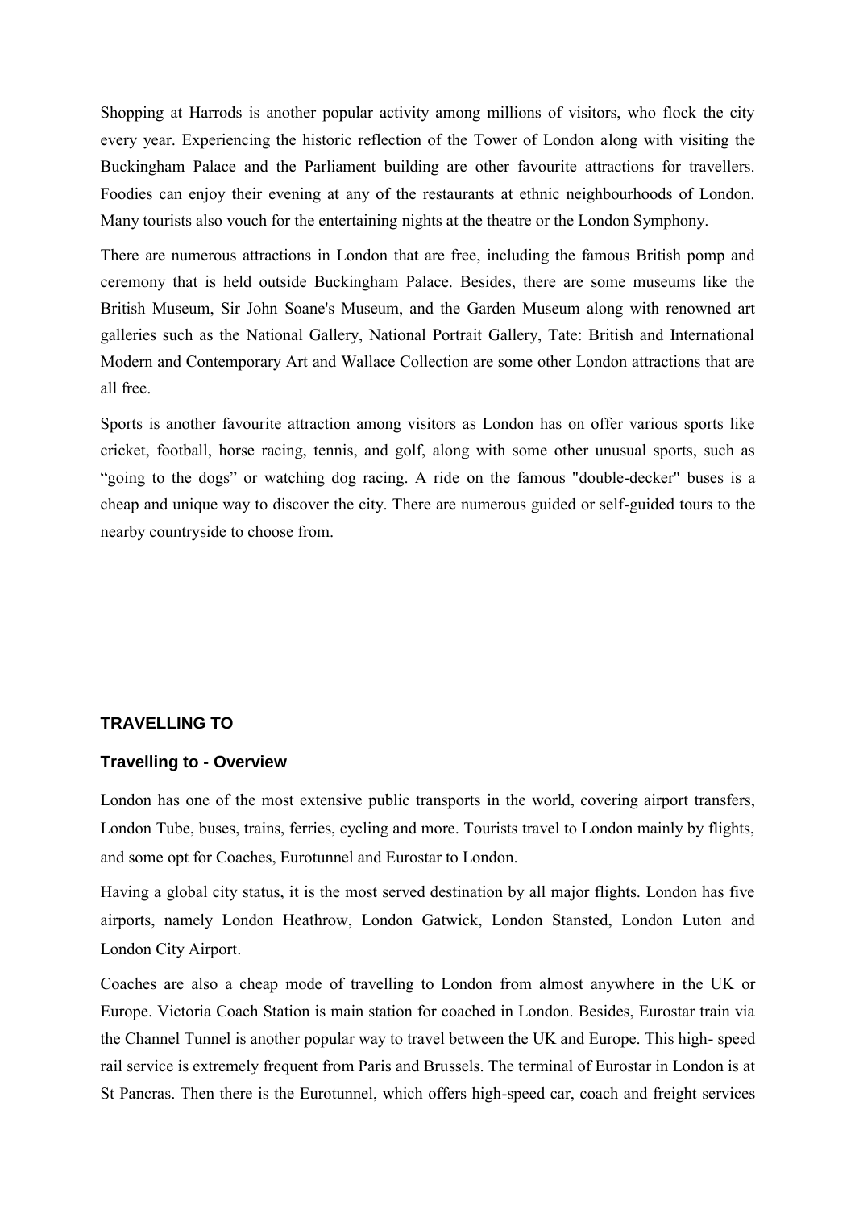Shopping at Harrods is another popular activity among millions of visitors, who flock the city every year. Experiencing the historic reflection of the Tower of London along with visiting the Buckingham Palace and the Parliament building are other favourite attractions for travellers. Foodies can enjoy their evening at any of the restaurants at ethnic neighbourhoods of London. Many tourists also vouch for the entertaining nights at the theatre or the London Symphony.

There are numerous attractions in London that are free, including the famous British pomp and ceremony that is held outside Buckingham Palace. Besides, there are some museums like the British Museum, Sir John Soane's Museum, and the Garden Museum along with renowned art galleries such as the National Gallery, National Portrait Gallery, Tate: British and International Modern and Contemporary Art and Wallace Collection are some other London attractions that are all free.

Sports is another favourite attraction among visitors as London has on offer various sports like cricket, football, horse racing, tennis, and golf, along with some other unusual sports, such as “going to the dogs” or watching dog racing. A ride on the famous "double-decker" buses is a cheap and unique way to discover the city. There are numerous guided or self-guided tours to the nearby countryside to choose from.

## TRAVELLING TO

### Travelling to - Overview

London has one of the most extensive public transports in the world, covering airport transfers, London Tube, buses, trains, ferries, cycling and more. Tourists travel to London mainly by flights, and some opt for Coaches, Eurotunnel and Eurostar to London.

Having a global city status, it is the most served destination by all major flights. London has five airports, namely London Heathrow, London Gatwick, London Stansted, London Luton and London City Airport.

Coaches are also a cheap mode of travelling to London from almost anywhere in the UK or Europe. Victoria Coach Station is main station for coached in London. Besides, Eurostar train via the Channel Tunnel is another popular way to travel between the UK and Europe. This high- speed rail service is extremely frequent from Paris and Brussels. The terminal of Eurostar in London is at St Pancras. Then there is the Eurotunnel, which offers high-speed car, coach and freight services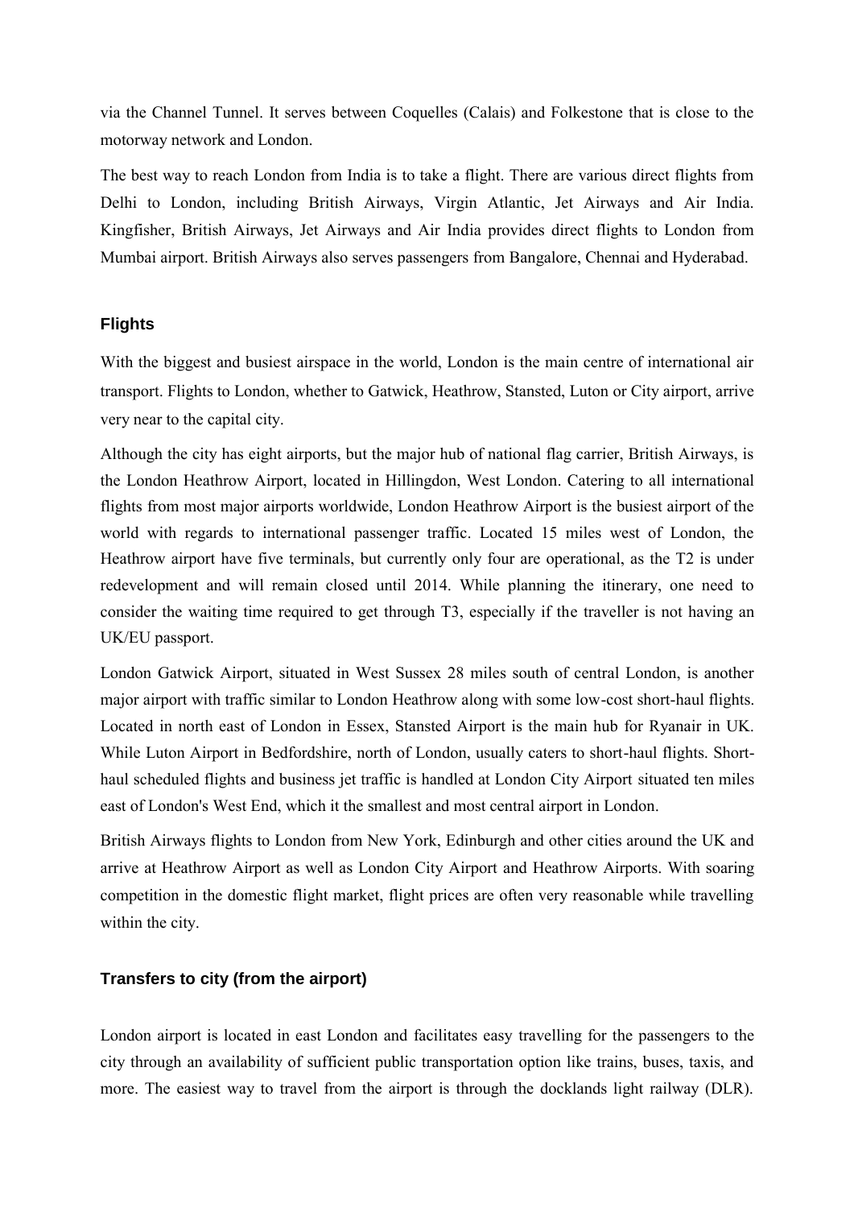via the Channel Tunnel. It serves between Coquelles (Calais) and Folkestone that is close to the motorway network and London.

The best way to reach London from India is to take a flight. There are various direct flights from Delhi to London, including British Airways, Virgin Atlantic, Jet Airways and Air India. Kingfisher, British Airways, Jet Airways and Air India provides direct flights to London from Mumbai airport. British Airways also serves passengers from Bangalore, Chennai and Hyderabad.

### Flights

With the biggest and busiest airspace in the world, London is the main centre of international air transport. Flights to London, whether to Gatwick, Heathrow, Stansted, Luton or City airport, arrive very near to the capital city.

Although the city has eight airports, but the major hub of national flag carrier, British Airways, is the London Heathrow Airport, located in Hillingdon, West London. Catering to all international flights from most major airports worldwide, London Heathrow Airport is the busiest airport of the world with regards to international passenger traffic. Located 15 miles west of London, the Heathrow airport have five terminals, but currently only four are operational, as the T2 is under redevelopment and will remain closed until 2014. While planning the itinerary, one need to consider the waiting time required to get through T3, especially if the traveller is not having an UK/EU passport.

London Gatwick Airport, situated in West Sussex 28 miles south of central London, is another major airport with traffic similar to London Heathrow along with some low-cost short-haul flights. Located in north east of London in Essex, Stansted Airport is the main hub for Ryanair in UK. While Luton Airport in Bedfordshire, north of London, usually caters to short-haul flights. Short-haul scheduled flights and business jet traffic is handled at London City Airport situated ten miles east of London's West End, which it the smallest and most central airport in London.

British Airways flights to London from New York, Edinburgh and other cities around the UK and arrive at Heathrow Airport as well as London City Airport and Heathrow Airports. With soaring competition in the domestic flight market, flight prices are often very reasonable while travelling within the city.

### Transfers to city (from the airport)

London airport is located in east London and facilitates easy travelling for the passengers to the city through an availability of sufficient public transportation option like trains, buses, taxis, and more. The easiest way to travel from the airport is through the docklands light railway (DLR).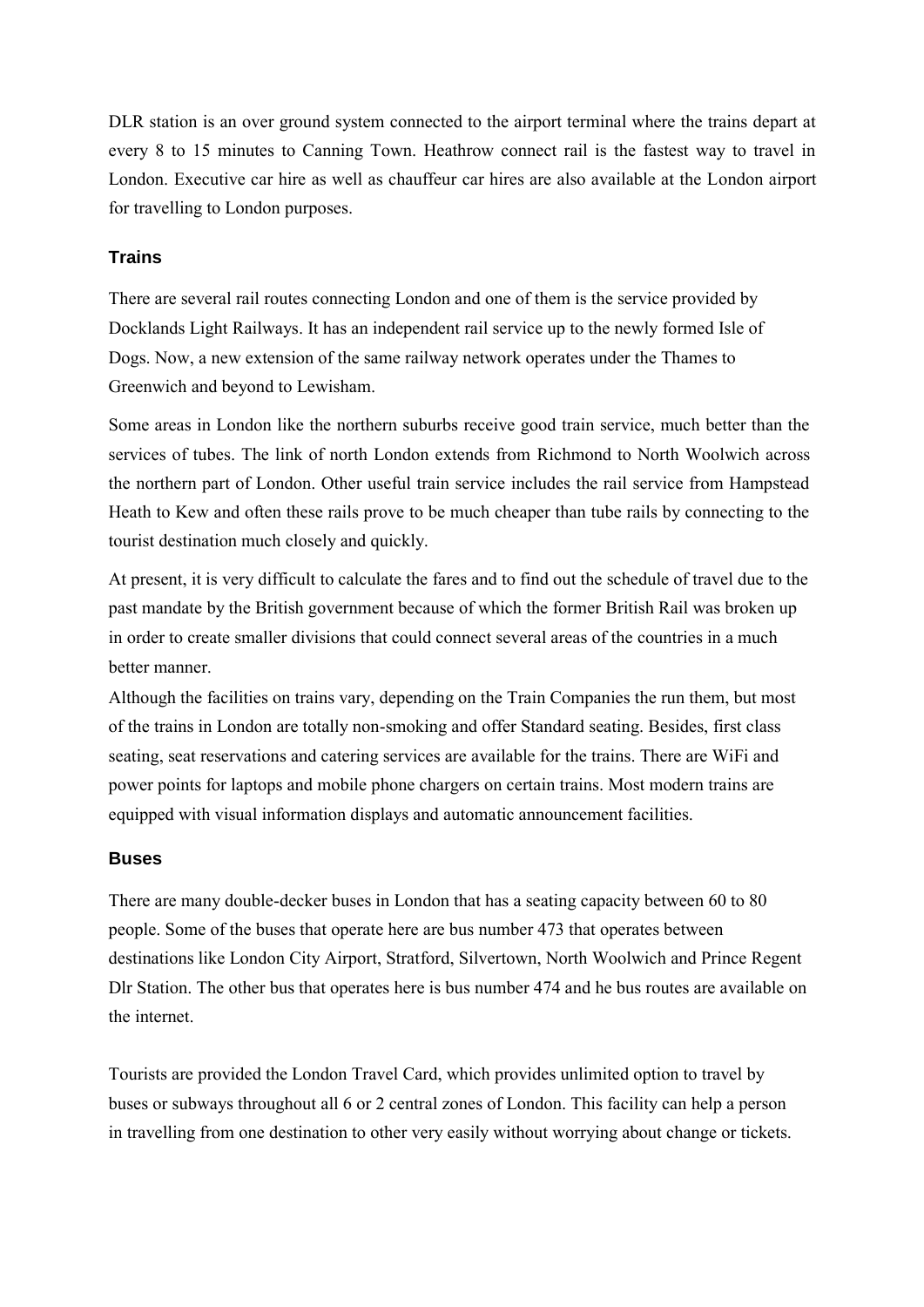DLR station is an over ground system connected to the airport terminal where the trains depart at every 8 to 15 minutes to Canning Town. Heathrow connect rail is the fastest way to travel in London. Executive car hire as well as chauffeur car hires are also available at the London airport for travelling to London purposes.

## Trains

There are several rail routes connecting London and one of them is the service provided by Docklands Light Railways. It has an independent rail service up to the newly formed Isle of Dogs. Now, a new extension of the same railway network operates under the Thames to Greenwich and beyond to Lewisham.

Some areas in London like the northern suburbs receive good train service, much better than the services of tubes. The link of north London extends from Richmond to North Woolwich across the northern part of London. Other useful train service includes the rail service from Hampstead Heath to Kew and often these rails prove to be much cheaper than tube rails by connecting to the tourist destination much closely and quickly.

At present, it is very difficult to calculate the fares and to find out the schedule of travel due to the past mandate by the British government because of which the former British Rail was broken up in order to create smaller divisions that could connect several areas of the countries in a much better manner.

Although the facilities on trains vary, depending on the Train Companies the run them, but most of the trains in London are totally non-smoking and offer Standard seating. Besides, first class seating, seat reservations and catering services are available for the trains. There are WiFi and power points for laptops and mobile phone chargers on certain trains. Most modern trains are equipped with visual information displays and automatic announcement facilities.

## Buses

There are many double-decker buses in London that has a seating capacity between 60 to 80 people. Some of the buses that operate here are bus number 473 that operates between destinations like London City Airport, Stratford, Silvertown, North Woolwich and Prince Regent Dlr Station. The other bus that operates here is bus number 474 and he bus routes are available on the internet.

Tourists are provided the London Travel Card, which provides unlimited option to travel by buses or subways throughout all 6 or 2 central zones of London. This facility can help a person in travelling from one destination to other very easily without worrying about change or tickets.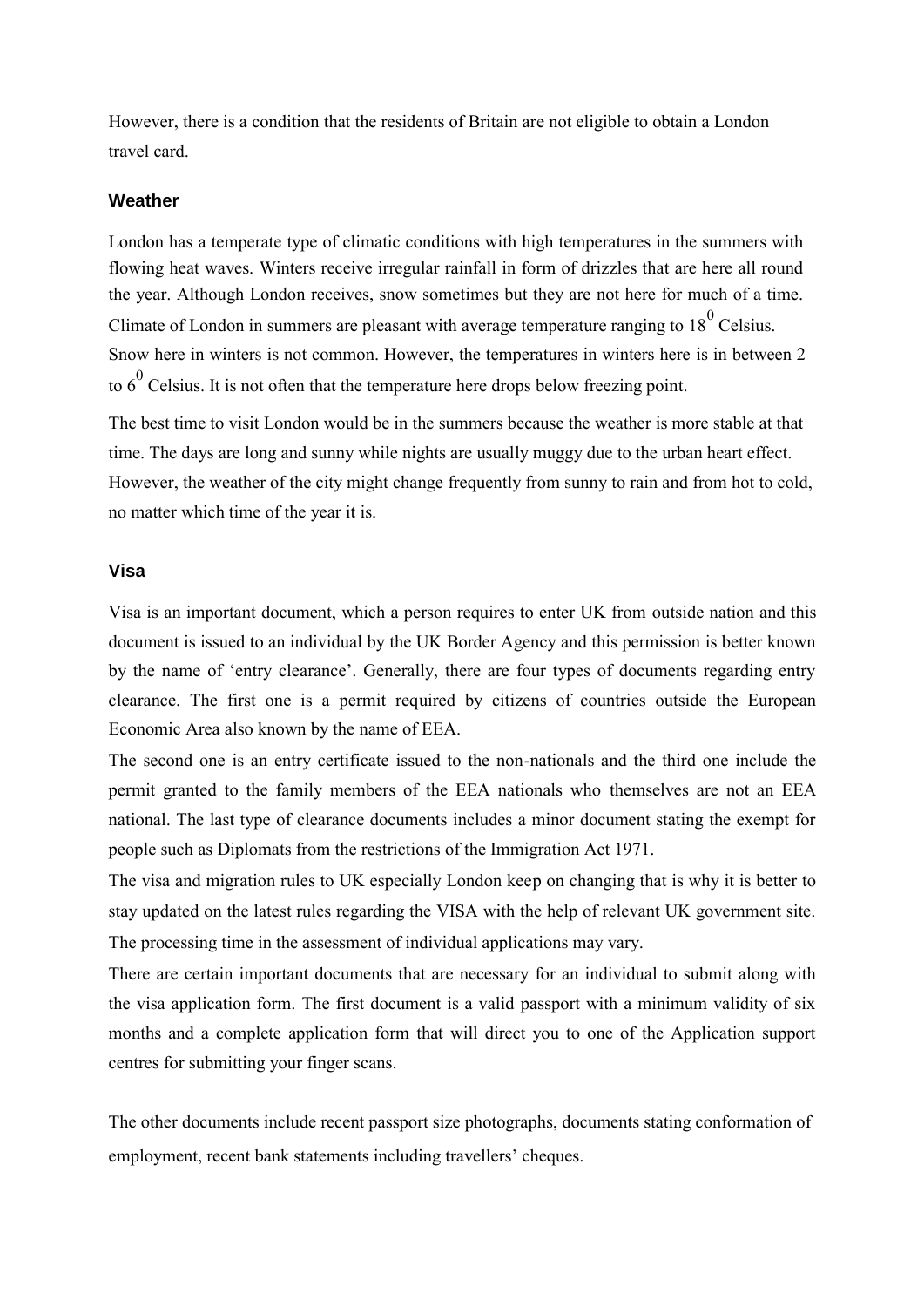However, there is a condition that the residents of Britain are not eligible to obtain a London travel card.

### Weather

London has a temperate type of climatic conditions with high temperatures in the summers with flowing heat waves. Winters receive irregular rainfall in form of drizzles that are here all round the year. Although London receives, snow sometimes but they are not here for much of a time. Climate of London in summers are pleasant with average temperature ranging to $18^0$ Celsius. Snow here in winters is not common. However, the temperatures in winters here is in between 2 to $6^0$ Celsius. It is not often that the temperature here drops below freezing point.

The best time to visit London would be in the summers because the weather is more stable at that time. The days are long and sunny while nights are usually muggy due to the urban heart effect. However, the weather of the city might change frequently from sunny to rain and from hot to cold, no matter which time of the year it is.

### Visa

Visa is an important document, which a person requires to enter UK from outside nation and this document is issued to an individual by the UK Border Agency and this permission is better known by the name of 'entry clearance'. Generally, there are four types of documents regarding entry clearance. The first one is a permit required by citizens of countries outside the European Economic Area also known by the name of EEA.

The second one is an entry certificate issued to the non-nationals and the third one include the permit granted to the family members of the EEA nationals who themselves are not an EEA national. The last type of clearance documents includes a minor document stating the exempt for people such as Diplomats from the restrictions of the Immigration Act 1971.

The visa and migration rules to UK especially London keep on changing that is why it is better to stay updated on the latest rules regarding the VISA with the help of relevant UK government site. The processing time in the assessment of individual applications may vary.

There are certain important documents that are necessary for an individual to submit along with the visa application form. The first document is a valid passport with a minimum validity of six months and a complete application form that will direct you to one of the Application support centres for submitting your finger scans.

The other documents include recent passport size photographs, documents stating conformation of employment, recent bank statements including travellers' cheques.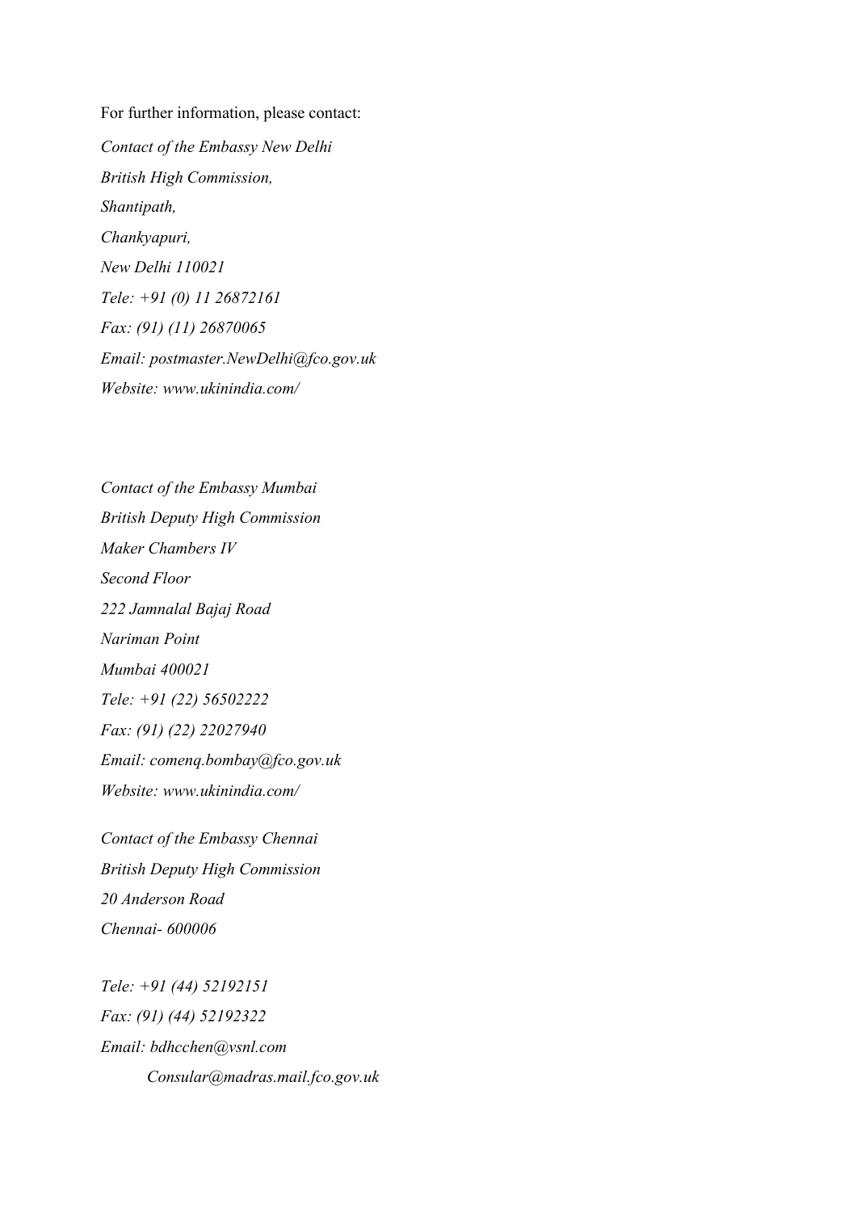For further information, please contact:

*Contact of the Embassy New Delhi*
*British High Commission,*
*Shantipath,*
*Chankyapuri,*
*New Delhi 110021*
*Tele: +91 (0) 11 26872161*
*Fax: (91) (11) 26870065*
*Email: postmaster.NewDelhi@fco.gov.uk*
*Website: www.ukinindia.com/*

*Contact of the Embassy Mumbai*
*British Deputy High Commission*
*Maker Chambers IV*
*Second Floor*
*222 Jamnalal Bajaj Road*
*Nariman Point*
*Mumbai 400021*
*Tele: +91 (22) 56502222*
*Fax: (91) (22) 22027940*
*Email: comenq.bombay@fco.gov.uk*
*Website: www.ukinindia.com/*

*Contact of the Embassy Chennai*
*British Deputy High Commission*
*20 Anderson Road*
*Chennai- 600006*

*Tele: +91 (44) 52192151*
*Fax: (91) (44) 52192322*
*Email: bdhcchen@vsnl.com*
*Consular@madras.mail.fco.gov.uk*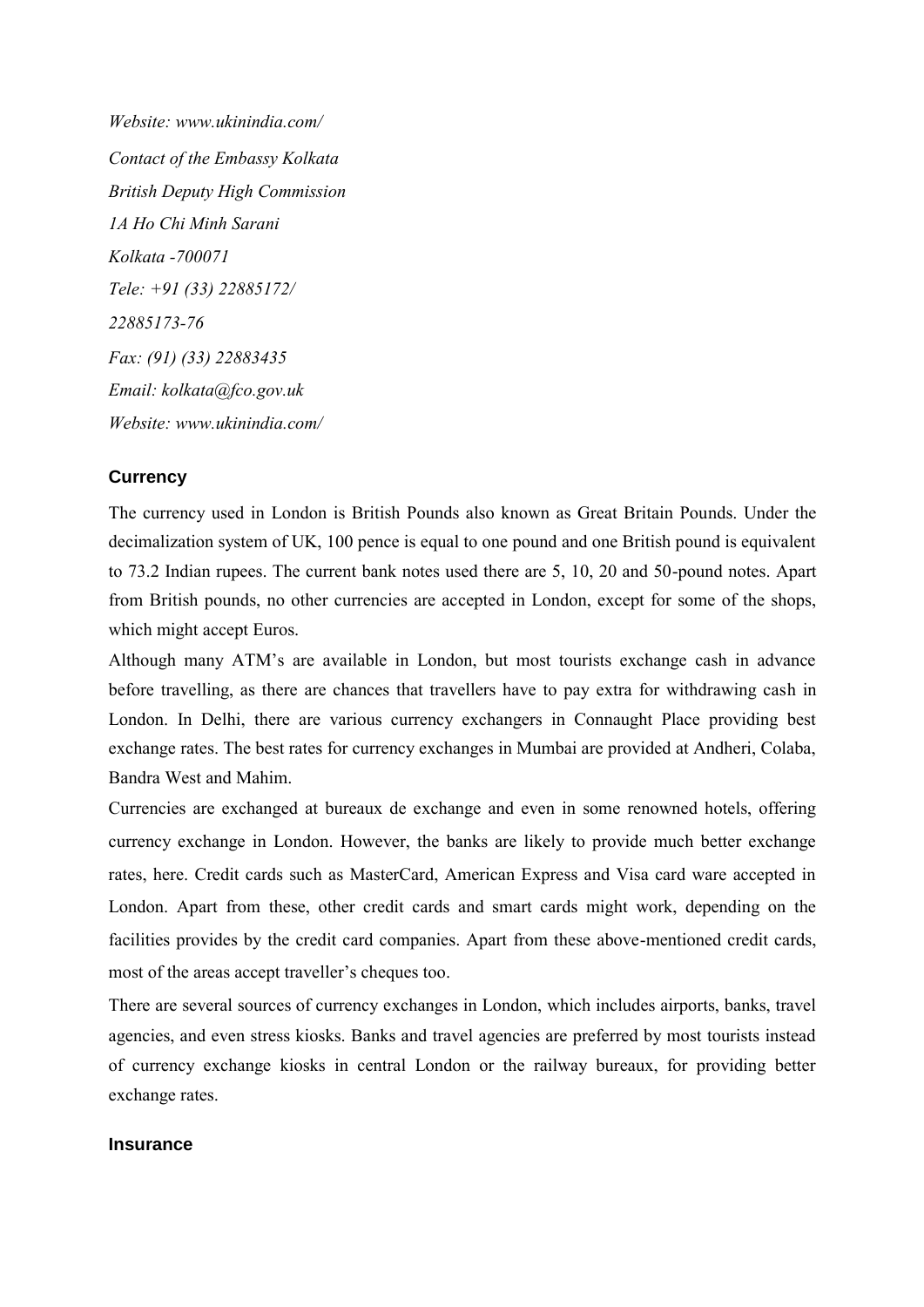*Website: www.ukinindia.com/*

*Contact of the Embassy Kolkata*

*British Deputy High Commission*

*1A Ho Chi Minh Sarani*

*Kolkata -700071*

*Tele: +91 (33) 22885172/*

*22885173-76*

*Fax: (91) (33) 22883435*

*Email: kolkata@fco.gov.uk*

*Website: www.ukinindia.com/*

### Currency

The currency used in London is British Pounds also known as Great Britain Pounds. Under the decimalization system of UK, 100 pence is equal to one pound and one British pound is equivalent to 73.2 Indian rupees. The current bank notes used there are 5, 10, 20 and 50-pound notes. Apart from British pounds, no other currencies are accepted in London, except for some of the shops, which might accept Euros.

Although many ATM's are available in London, but most tourists exchange cash in advance before travelling, as there are chances that travellers have to pay extra for withdrawing cash in London. In Delhi, there are various currency exchangers in Connaught Place providing best exchange rates. The best rates for currency exchanges in Mumbai are provided at Andheri, Colaba, Bandra West and Mahim.

Currencies are exchanged at bureaux de exchange and even in some renowned hotels, offering currency exchange in London. However, the banks are likely to provide much better exchange rates, here. Credit cards such as MasterCard, American Express and Visa card ware accepted in London. Apart from these, other credit cards and smart cards might work, depending on the facilities provides by the credit card companies. Apart from these above-mentioned credit cards, most of the areas accept traveller's cheques too.

There are several sources of currency exchanges in London, which includes airports, banks, travel agencies, and even stress kiosks. Banks and travel agencies are preferred by most tourists instead of currency exchange kiosks in central London or the railway bureaux, for providing better exchange rates.

### Insurance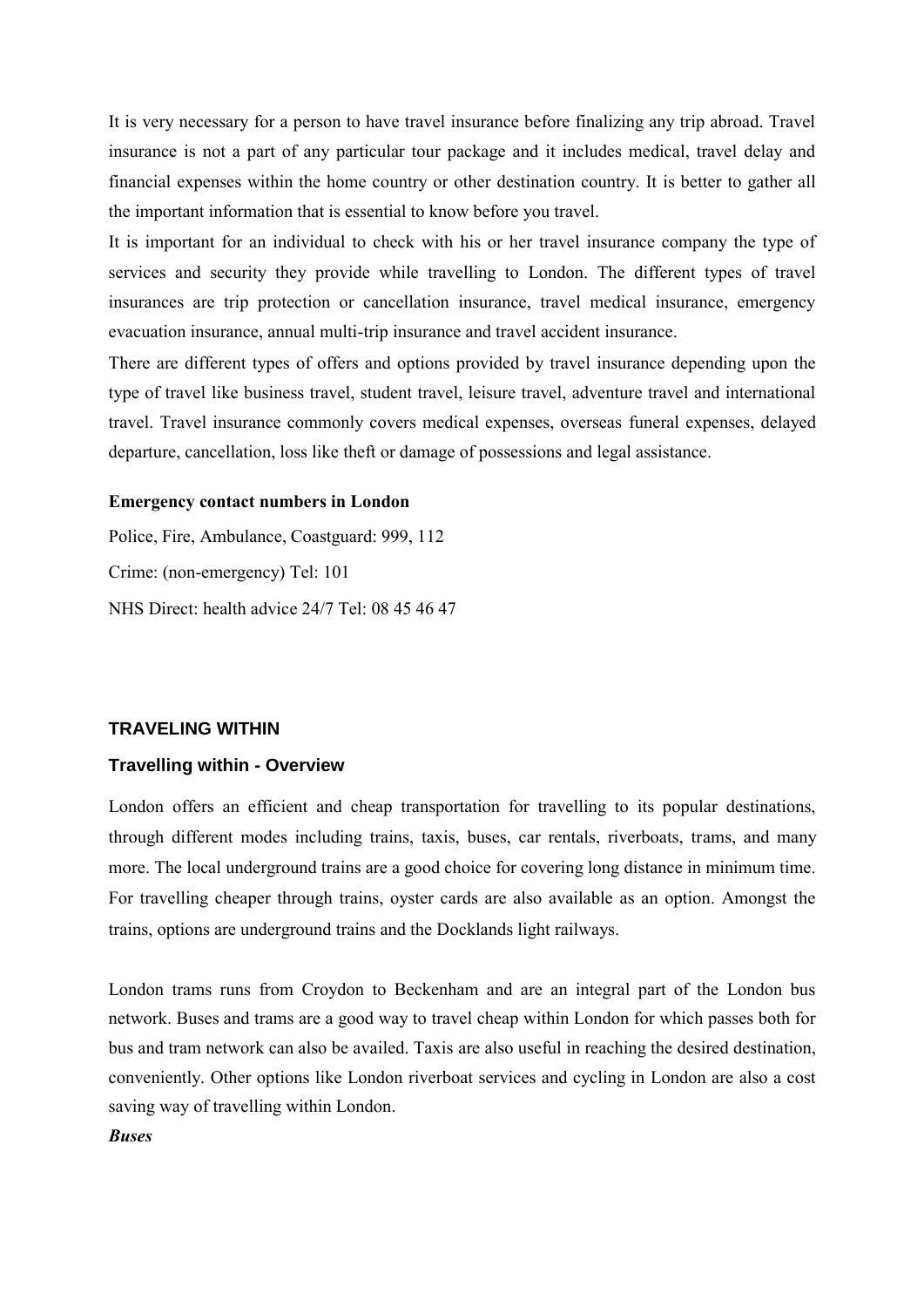It is very necessary for a person to have travel insurance before finalizing any trip abroad. Travel insurance is not a part of any particular tour package and it includes medical, travel delay and financial expenses within the home country or other destination country. It is better to gather all the important information that is essential to know before you travel.

It is important for an individual to check with his or her travel insurance company the type of services and security they provide while travelling to London. The different types of travel insurances are trip protection or cancellation insurance, travel medical insurance, emergency evacuation insurance, annual multi-trip insurance and travel accident insurance.

There are different types of offers and options provided by travel insurance depending upon the type of travel like business travel, student travel, leisure travel, adventure travel and international travel. Travel insurance commonly covers medical expenses, overseas funeral expenses, delayed departure, cancellation, loss like theft or damage of possessions and legal assistance.

**Emergency contact numbers in London**

Police, Fire, Ambulance, Coastguard: 999, 112

Crime: (non-emergency) Tel: 101

NHS Direct: health advice 24/7 Tel: 08 45 46 47

## TRAVELING WITHIN

### Travelling within - Overview

London offers an efficient and cheap transportation for travelling to its popular destinations, through different modes including trains, taxis, buses, car rentals, riverboats, trams, and many more. The local underground trains are a good choice for covering long distance in minimum time. For travelling cheaper through trains, oyster cards are also available as an option. Amongst the trains, options are underground trains and the Docklands light railways.

London trams runs from Croydon to Beckenham and are an integral part of the London bus network. Buses and trams are a good way to travel cheap within London for which passes both for bus and tram network can also be availed. Taxis are also useful in reaching the desired destination, conveniently. Other options like London riverboat services and cycling in London are also a cost saving way of travelling within London.

***Buses***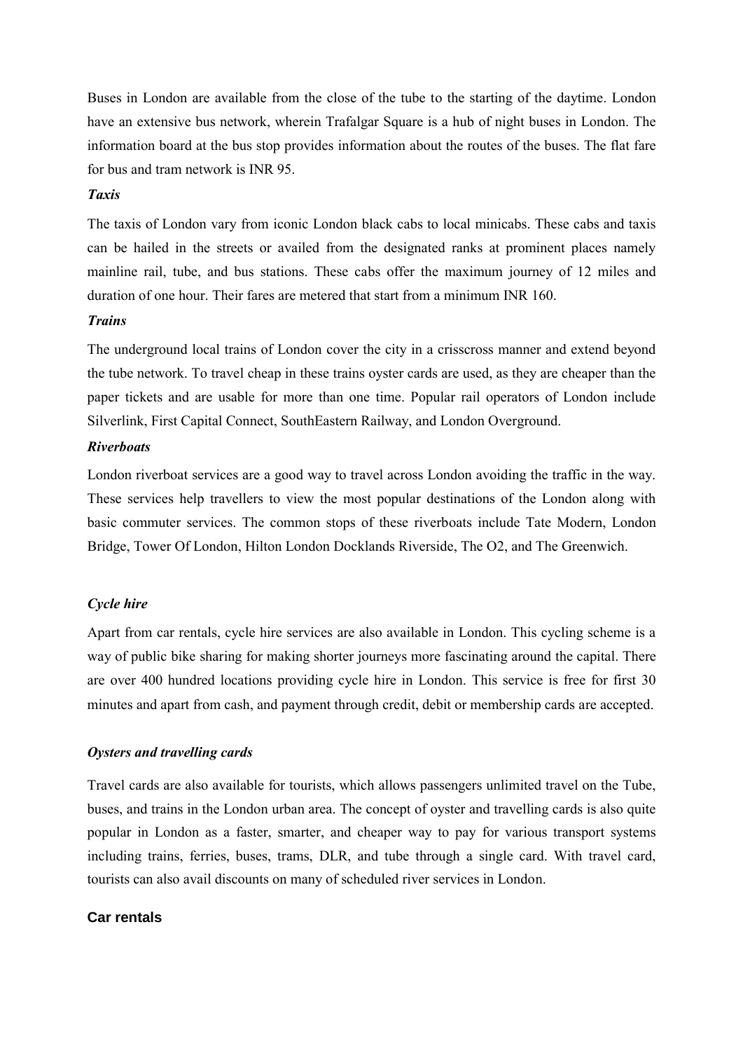Buses in London are available from the close of the tube to the starting of the daytime. London have an extensive bus network, wherein Trafalgar Square is a hub of night buses in London. The information board at the bus stop provides information about the routes of the buses. The flat fare for bus and tram network is INR 95.

### *Taxis*

The taxis of London vary from iconic London black cabs to local minicabs. These cabs and taxis can be hailed in the streets or availed from the designated ranks at prominent places namely mainline rail, tube, and bus stations. These cabs offer the maximum journey of 12 miles and duration of one hour. Their fares are metered that start from a minimum INR 160.

### *Trains*

The underground local trains of London cover the city in a crisscross manner and extend beyond the tube network. To travel cheap in these trains oyster cards are used, as they are cheaper than the paper tickets and are usable for more than one time. Popular rail operators of London include Silverlink, First Capital Connect, SouthEastern Railway, and London Overground.

### *Riverboats*

London riverboat services are a good way to travel across London avoiding the traffic in the way. These services help travellers to view the most popular destinations of the London along with basic commuter services. The common stops of these riverboats include Tate Modern, London Bridge, Tower Of London, Hilton London Docklands Riverside, The O2, and The Greenwich.

### *Cycle hire*

Apart from car rentals, cycle hire services are also available in London. This cycling scheme is a way of public bike sharing for making shorter journeys more fascinating around the capital. There are over 400 hundred locations providing cycle hire in London. This service is free for first 30 minutes and apart from cash, and payment through credit, debit or membership cards are accepted.

### *Oysters and travelling cards*

Travel cards are also available for tourists, which allows passengers unlimited travel on the Tube, buses, and trains in the London urban area. The concept of oyster and travelling cards is also quite popular in London as a faster, smarter, and cheaper way to pay for various transport systems including trains, ferries, buses, trams, DLR, and tube through a single card. With travel card, tourists can also avail discounts on many of scheduled river services in London.

### **Car rentals**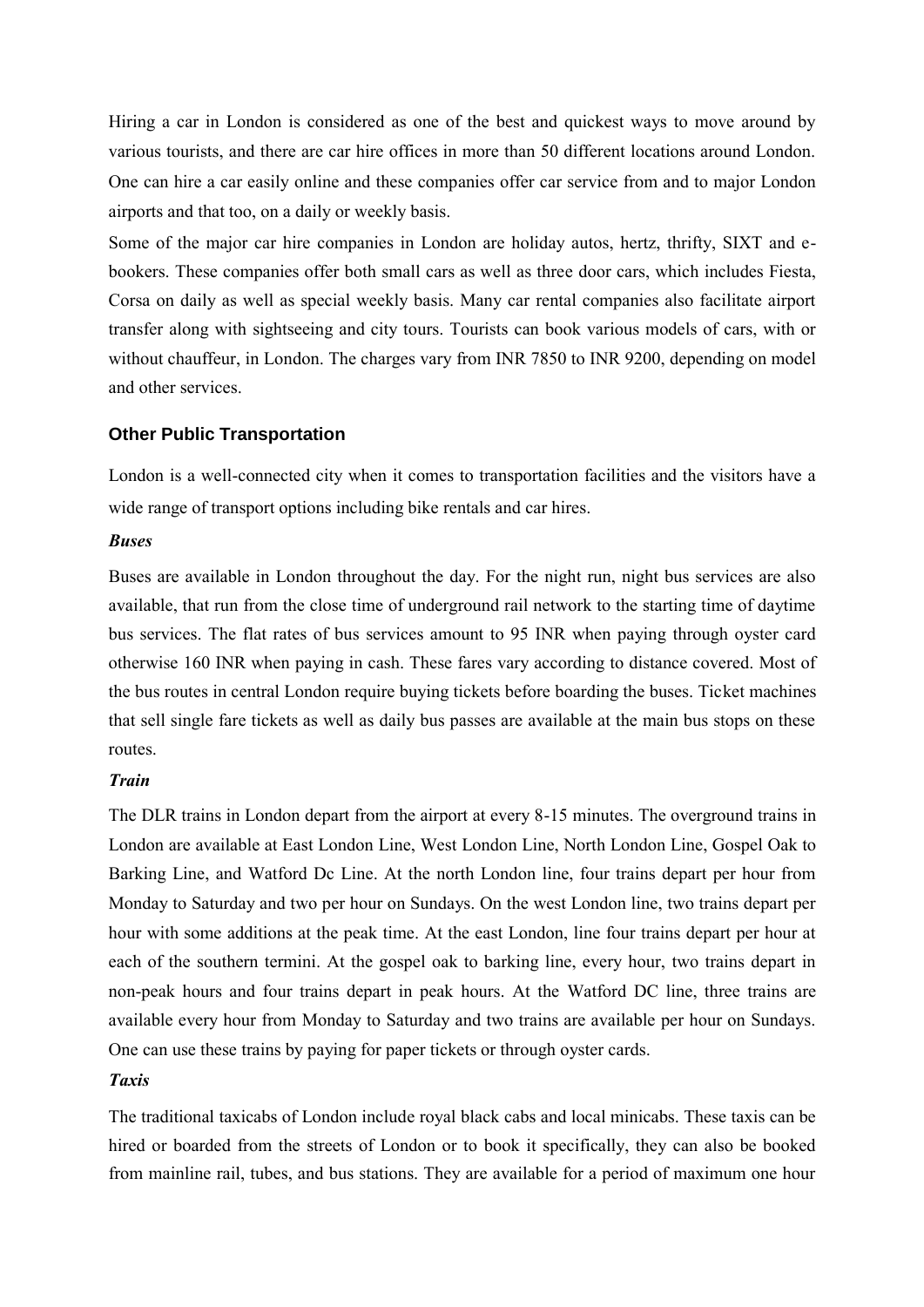Hiring a car in London is considered as one of the best and quickest ways to move around by various tourists, and there are car hire offices in more than 50 different locations around London. One can hire a car easily online and these companies offer car service from and to major London airports and that too, on a daily or weekly basis.

Some of the major car hire companies in London are holiday autos, hertz, thrifty, SIXT and e-bookers. These companies offer both small cars as well as three door cars, which includes Fiesta, Corsa on daily as well as special weekly basis. Many car rental companies also facilitate airport transfer along with sightseeing and city tours. Tourists can book various models of cars, with or without chauffeur, in London. The charges vary from INR 7850 to INR 9200, depending on model and other services.

### Other Public Transportation

London is a well-connected city when it comes to transportation facilities and the visitors have a wide range of transport options including bike rentals and car hires.

***Buses***

Buses are available in London throughout the day. For the night run, night bus services are also available, that run from the close time of underground rail network to the starting time of daytime bus services. The flat rates of bus services amount to 95 INR when paying through oyster card otherwise 160 INR when paying in cash. These fares vary according to distance covered. Most of the bus routes in central London require buying tickets before boarding the buses. Ticket machines that sell single fare tickets as well as daily bus passes are available at the main bus stops on these routes.

***Train***

The DLR trains in London depart from the airport at every 8-15 minutes. The overground trains in London are available at East London Line, West London Line, North London Line, Gospel Oak to Barking Line, and Watford Dc Line. At the north London line, four trains depart per hour from Monday to Saturday and two per hour on Sundays. On the west London line, two trains depart per hour with some additions at the peak time. At the east London, line four trains depart per hour at each of the southern termini. At the gospel oak to barking line, every hour, two trains depart in non-peak hours and four trains depart in peak hours. At the Watford DC line, three trains are available every hour from Monday to Saturday and two trains are available per hour on Sundays. One can use these trains by paying for paper tickets or through oyster cards.

***Taxis***

The traditional taxicabs of London include royal black cabs and local minicabs. These taxis can be hired or boarded from the streets of London or to book it specifically, they can also be booked from mainline rail, tubes, and bus stations. They are available for a period of maximum one hour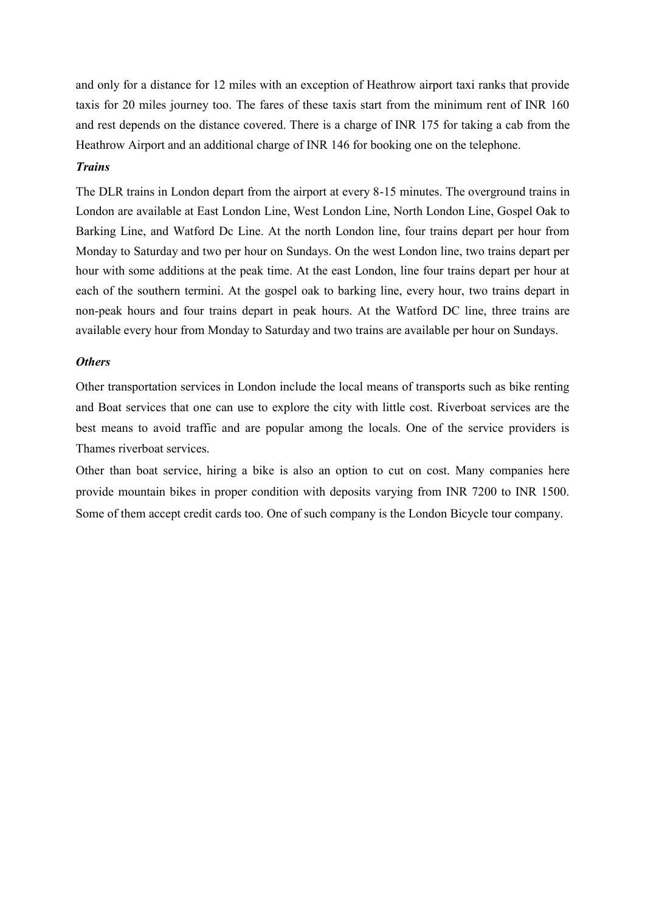and only for a distance for 12 miles with an exception of Heathrow airport taxi ranks that provide taxis for 20 miles journey too. The fares of these taxis start from the minimum rent of INR 160 and rest depends on the distance covered. There is a charge of INR 175 for taking a cab from the Heathrow Airport and an additional charge of INR 146 for booking one on the telephone.

***Trains***

The DLR trains in London depart from the airport at every 8-15 minutes. The overground trains in London are available at East London Line, West London Line, North London Line, Gospel Oak to Barking Line, and Watford Dc Line. At the north London line, four trains depart per hour from Monday to Saturday and two per hour on Sundays. On the west London line, two trains depart per hour with some additions at the peak time. At the east London, line four trains depart per hour at each of the southern termini. At the gospel oak to barking line, every hour, two trains depart in non-peak hours and four trains depart in peak hours. At the Watford DC line, three trains are available every hour from Monday to Saturday and two trains are available per hour on Sundays.

***Others***

Other transportation services in London include the local means of transports such as bike renting and Boat services that one can use to explore the city with little cost. Riverboat services are the best means to avoid traffic and are popular among the locals. One of the service providers is Thames riverboat services.

Other than boat service, hiring a bike is also an option to cut on cost. Many companies here provide mountain bikes in proper condition with deposits varying from INR 7200 to INR 1500. Some of them accept credit cards too. One of such company is the London Bicycle tour company.